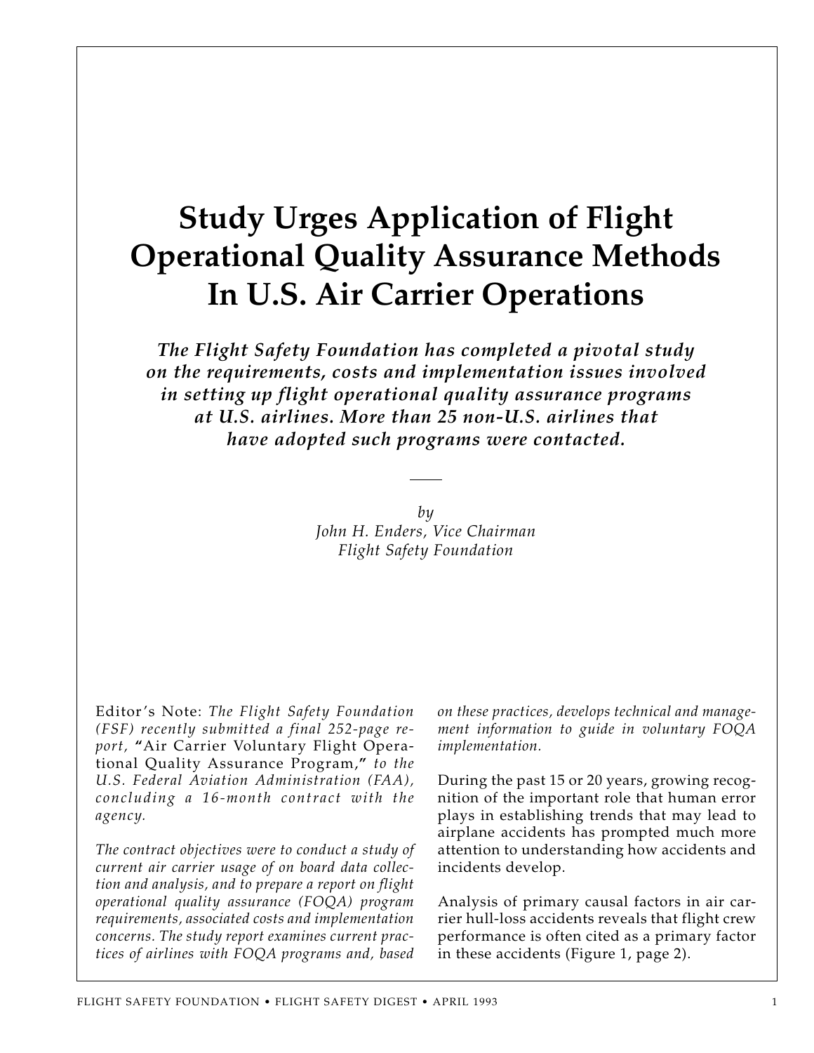# Study Urges Application of Flight Operational Quality Assurance Methods In U.S. Air Carrier Operations

***The Flight Safety Foundation has completed a pivotal study on the requirements, costs and implementation issues involved in setting up flight operational quality assurance programs at U.S. airlines. More than 25 non-U.S. airlines that have adopted such programs were contacted.***

*by*
*John H. Enders, Vice Chairman*
*Flight Safety Foundation*

Editor's Note: *The Flight Safety Foundation (FSF) recently submitted a final 252-page report,* "Air Carrier Voluntary Flight Operational Quality Assurance Program," *to the U.S. Federal Aviation Administration (FAA), concluding a 16-month contract with the agency.*

*The contract objectives were to conduct a study of current air carrier usage of on board data collection and analysis, and to prepare a report on flight operational quality assurance (FOQA) program requirements, associated costs and implementation concerns. The study report examines current practices of airlines with FOQA programs and, based on these practices, develops technical and management information to guide in voluntary FOQA implementation.*

During the past 15 or 20 years, growing recognition of the important role that human error plays in establishing trends that may lead to airplane accidents has prompted much more attention to understanding how accidents and incidents develop.

Analysis of primary causal factors in air carrier hull-loss accidents reveals that flight crew performance is often cited as a primary factor in these accidents (Figure 1, page 2).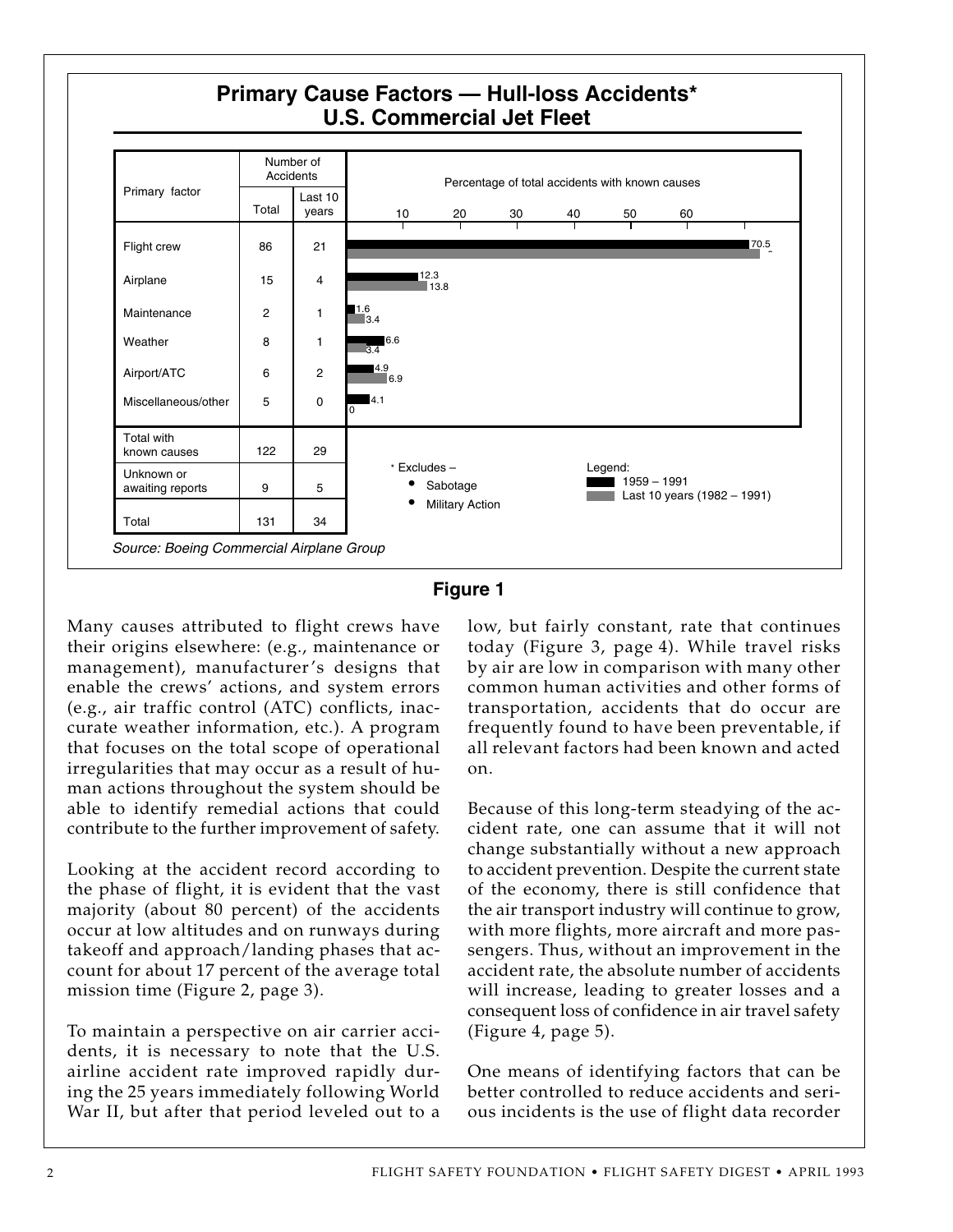## Primary Cause Factors — Hull-loss Accidents*
## U.S. Commercial Jet Fleet

| Primary factor | Number of Accidents: Total | Number of Accidents: Last 10 years | Percentage of total accidents with known causes: 1959 – 1991 | Percentage of total accidents with known causes: Last 10 years (1982 – 1991) |
|---|---|---|---|---|
| Flight crew | 86 | 21 | 70.5 | |
| Airplane | 15 | 4 | 12.3 | 13.8 |
| Maintenance | 2 | 1 | 1.6 | 3.4 |
| Weather | 8 | 1 | 6.6 | 3.4 |
| Airport/ATC | 6 | 2 | 4.9 | 6.9 |
| Miscellaneous/other | 5 | 0 | 4.1 | 0 |
| Total with known causes | 122 | 29 | | |
| Unknown or awaiting reports | 9 | 5 | | |
| Total | 131 | 34 | | |

\* Excludes –
- Sabotage
- Military Action

Legend:
- 1959 – 1991
- Last 10 years (1982 – 1991)

*Source: Boeing Commercial Airplane Group*

**Figure 1**

Many causes attributed to flight crews have their origins elsewhere: (e.g., maintenance or management), manufacturer's designs that enable the crews' actions, and system errors (e.g., air traffic control (ATC) conflicts, inaccurate weather information, etc.). A program that focuses on the total scope of operational irregularities that may occur as a result of human actions throughout the system should be able to identify remedial actions that could contribute to the further improvement of safety.

Looking at the accident record according to the phase of flight, it is evident that the vast majority (about 80 percent) of the accidents occur at low altitudes and on runways during takeoff and approach/landing phases that account for about 17 percent of the average total mission time (Figure 2, page 3).

To maintain a perspective on air carrier accidents, it is necessary to note that the U.S. airline accident rate improved rapidly during the 25 years immediately following World War II, but after that period leveled out to a low, but fairly constant, rate that continues today (Figure 3, page 4). While travel risks by air are low in comparison with many other common human activities and other forms of transportation, accidents that do occur are frequently found to have been preventable, if all relevant factors had been known and acted on.

Because of this long-term steadying of the accident rate, one can assume that it will not change substantially without a new approach to accident prevention. Despite the current state of the economy, there is still confidence that the air transport industry will continue to grow, with more flights, more aircraft and more passengers. Thus, without an improvement in the accident rate, the absolute number of accidents will increase, leading to greater losses and a consequent loss of confidence in air travel safety (Figure 4, page 5).

One means of identifying factors that can be better controlled to reduce accidents and serious incidents is the use of flight data recorder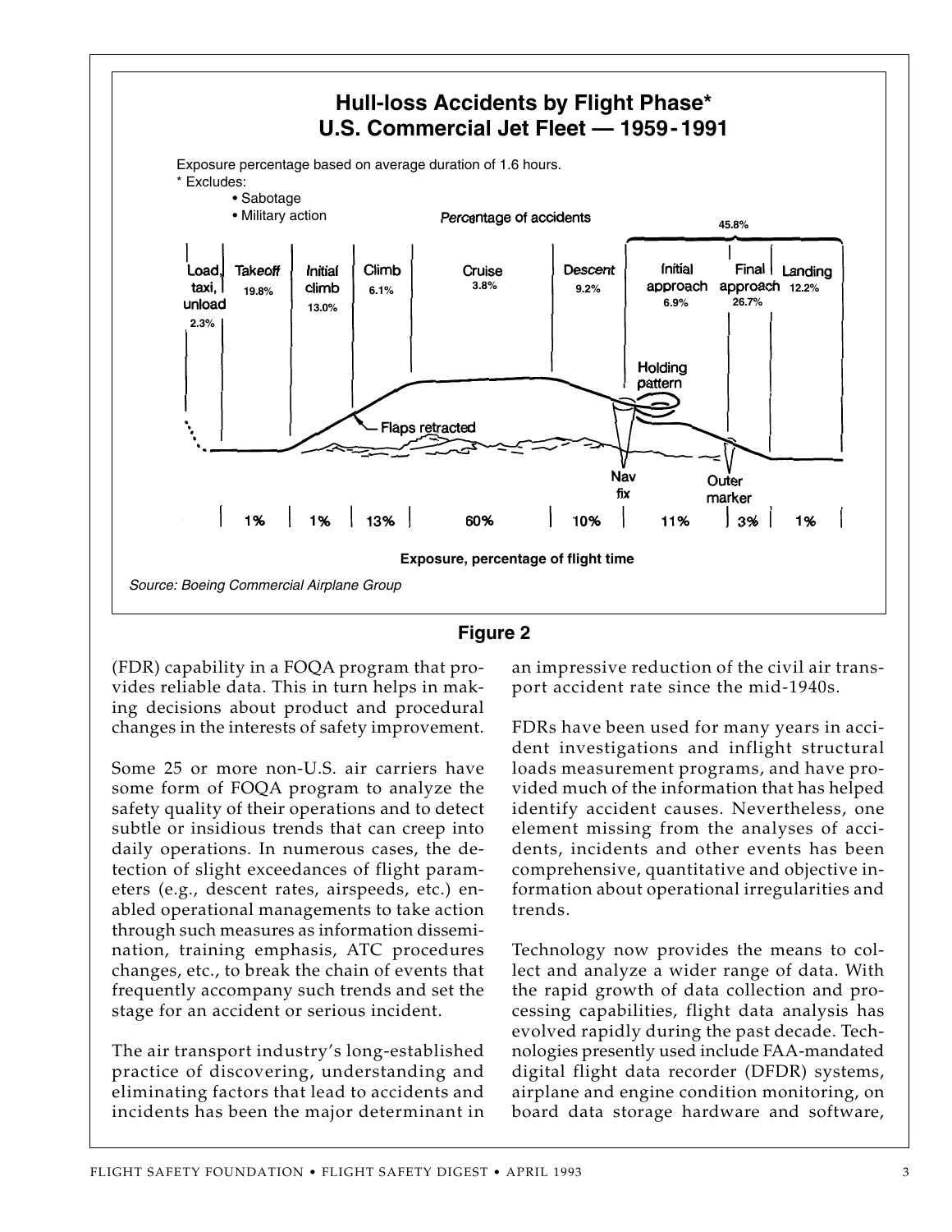**Hull-loss Accidents by Flight Phase***
**U.S. Commercial Jet Fleet — 1959 - 1991**

Exposure percentage based on average duration of 1.6 hours.

\* Excludes:
- Sabotage
- Military action

Percentage of accidents

| Load, taxi, unload | Takeoff | Initial climb | Climb | Cruise | Descent | Initial approach | Final approach | Landing |
|---|---|---|---|---|---|---|---|---|
| 2.3% | 19.8% | 13.0% | 6.1% | 3.8% | 9.2% | 6.9% | 26.7% | 12.2% |
| | 1% | 1% | 13% | 60% | 10% | 11% | 3% | 1% |

Initial approach, final approach and landing combined: 45.8%

Flaps retracted · Holding pattern · Nav fix · Outer marker

**Exposure, percentage of flight time**

*Source: Boeing Commercial Airplane Group*

**Figure 2**

(FDR) capability in a FOQA program that provides reliable data. This in turn helps in making decisions about product and procedural changes in the interests of safety improvement.

Some 25 or more non-U.S. air carriers have some form of FOQA program to analyze the safety quality of their operations and to detect subtle or insidious trends that can creep into daily operations. In numerous cases, the detection of slight exceedances of flight parameters (e.g., descent rates, airspeeds, etc.) enabled operational managements to take action through such measures as information dissemination, training emphasis, ATC procedures changes, etc., to break the chain of events that frequently accompany such trends and set the stage for an accident or serious incident.

The air transport industry's long-established practice of discovering, understanding and eliminating factors that lead to accidents and incidents has been the major determinant in an impressive reduction of the civil air transport accident rate since the mid-1940s.

FDRs have been used for many years in accident investigations and inflight structural loads measurement programs, and have provided much of the information that has helped identify accident causes. Nevertheless, one element missing from the analyses of accidents, incidents and other events has been comprehensive, quantitative and objective information about operational irregularities and trends.

Technology now provides the means to collect and analyze a wider range of data. With the rapid growth of data collection and processing capabilities, flight data analysis has evolved rapidly during the past decade. Technologies presently used include FAA-mandated digital flight data recorder (DFDR) systems, airplane and engine condition monitoring, on board data storage hardware and software,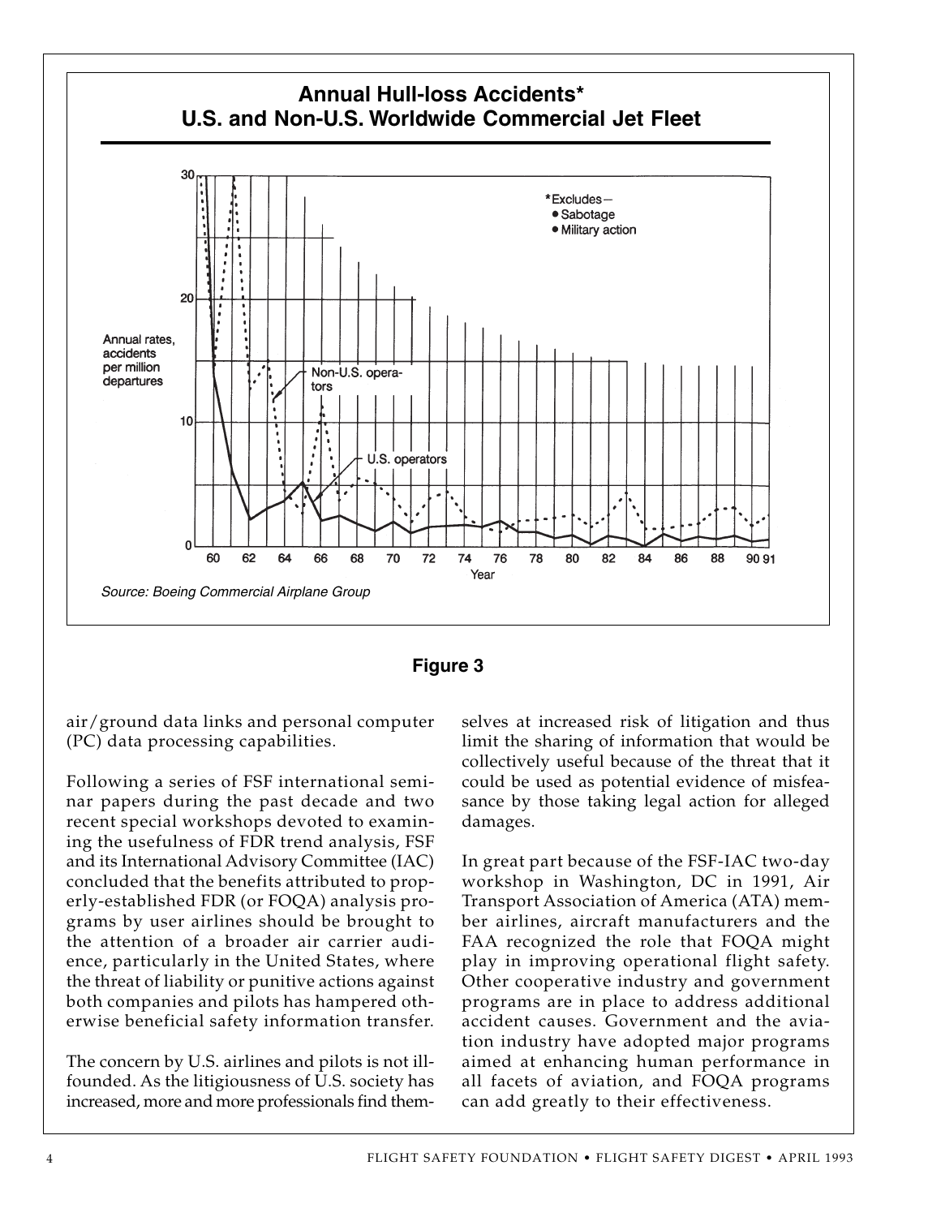**Annual Hull-loss Accidents***
**U.S. and Non-U.S. Worldwide Commercial Jet Fleet**

*Excludes—
- Sabotage
- Military action

*Source: Boeing Commercial Airplane Group*

**Figure 3**

air/ground data links and personal computer (PC) data processing capabilities.

Following a series of FSF international seminar papers during the past decade and two recent special workshops devoted to examining the usefulness of FDR trend analysis, FSF and its International Advisory Committee (IAC) concluded that the benefits attributed to properly-established FDR (or FOQA) analysis programs by user airlines should be brought to the attention of a broader air carrier audience, particularly in the United States, where the threat of liability or punitive actions against both companies and pilots has hampered otherwise beneficial safety information transfer.

The concern by U.S. airlines and pilots is not ill-founded. As the litigiousness of U.S. society has increased, more and more professionals find themselves at increased risk of litigation and thus limit the sharing of information that would be collectively useful because of the threat that it could be used as potential evidence of misfeasance by those taking legal action for alleged damages.

In great part because of the FSF-IAC two-day workshop in Washington, DC in 1991, Air Transport Association of America (ATA) member airlines, aircraft manufacturers and the FAA recognized the role that FOQA might play in improving operational flight safety. Other cooperative industry and government programs are in place to address additional accident causes. Government and the aviation industry have adopted major programs aimed at enhancing human performance in all facets of aviation, and FOQA programs can add greatly to their effectiveness.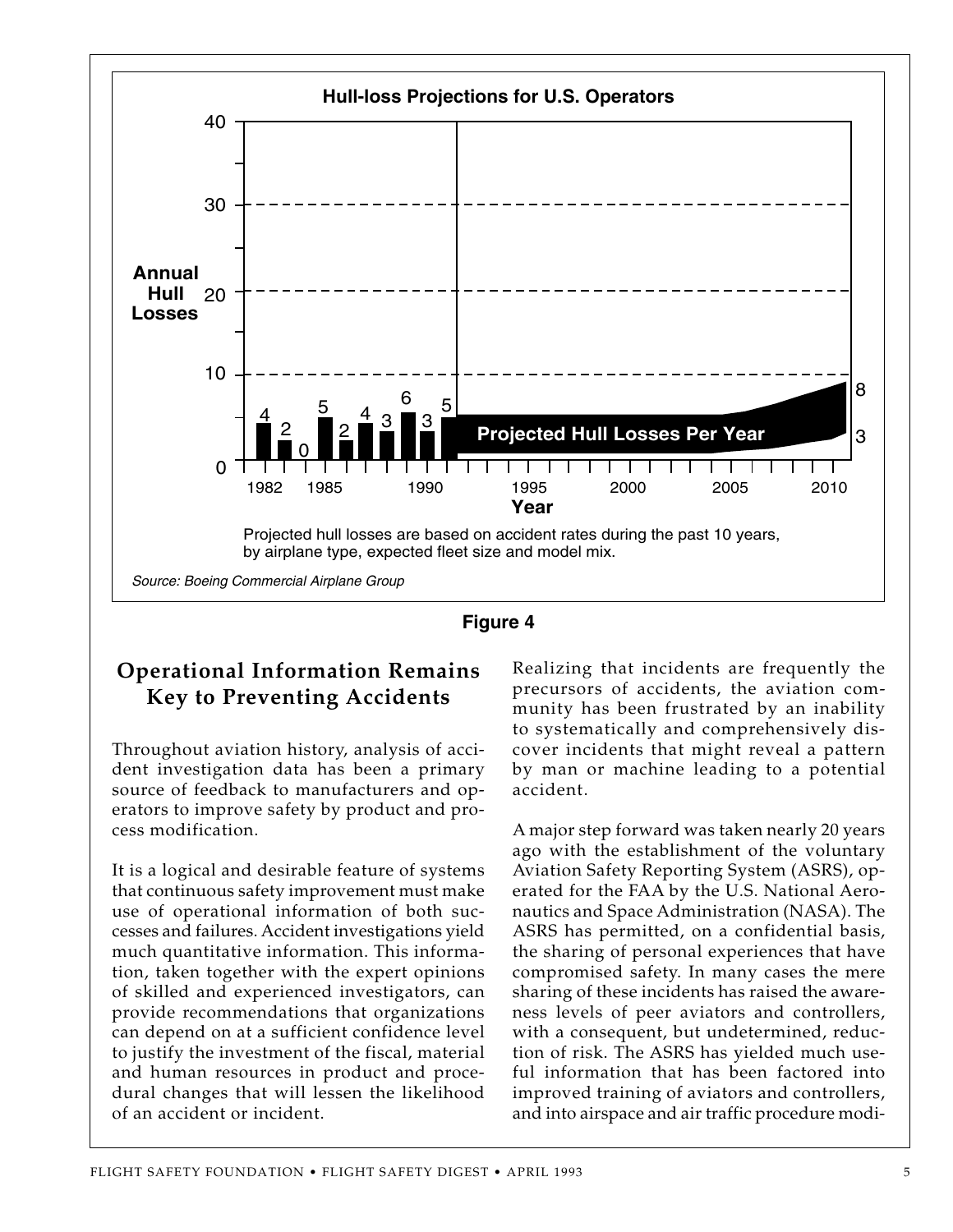**Hull-loss Projections for U.S. Operators**

Projected hull losses are based on accident rates during the past 10 years, by airplane type, expected fleet size and model mix.

*Source: Boeing Commercial Airplane Group*

**Figure 4**

## Operational Information Remains Key to Preventing Accidents

Throughout aviation history, analysis of accident investigation data has been a primary source of feedback to manufacturers and operators to improve safety by product and process modification.

It is a logical and desirable feature of systems that continuous safety improvement must make use of operational information of both successes and failures. Accident investigations yield much quantitative information. This information, taken together with the expert opinions of skilled and experienced investigators, can provide recommendations that organizations can depend on at a sufficient confidence level to justify the investment of the fiscal, material and human resources in product and procedural changes that will lessen the likelihood of an accident or incident.

Realizing that incidents are frequently the precursors of accidents, the aviation community has been frustrated by an inability to systematically and comprehensively discover incidents that might reveal a pattern by man or machine leading to a potential accident.

A major step forward was taken nearly 20 years ago with the establishment of the voluntary Aviation Safety Reporting System (ASRS), operated for the FAA by the U.S. National Aeronautics and Space Administration (NASA). The ASRS has permitted, on a confidential basis, the sharing of personal experiences that have compromised safety. In many cases the mere sharing of these incidents has raised the awareness levels of peer aviators and controllers, with a consequent, but undetermined, reduction of risk. The ASRS has yielded much useful information that has been factored into improved training of aviators and controllers, and into airspace and air traffic procedure modi-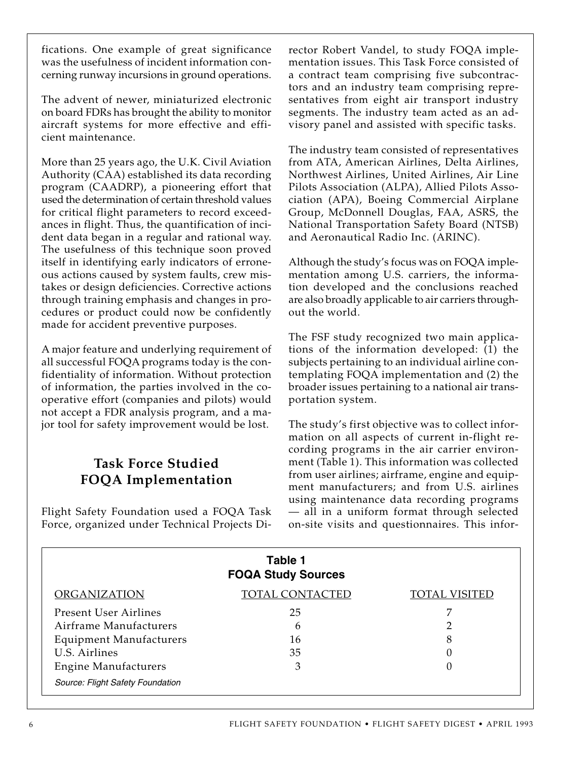fications. One example of great significance was the usefulness of incident information concerning runway incursions in ground operations.

The advent of newer, miniaturized electronic on board FDRs has brought the ability to monitor aircraft systems for more effective and efficient maintenance.

More than 25 years ago, the U.K. Civil Aviation Authority (CAA) established its data recording program (CAADRP), a pioneering effort that used the determination of certain threshold values for critical flight parameters to record exceedances in flight. Thus, the quantification of incident data began in a regular and rational way. The usefulness of this technique soon proved itself in identifying early indicators of erroneous actions caused by system faults, crew mistakes or design deficiencies. Corrective actions through training emphasis and changes in procedures or product could now be confidently made for accident preventive purposes.

A major feature and underlying requirement of all successful FOQA programs today is the confidentiality of information. Without protection of information, the parties involved in the cooperative effort (companies and pilots) would not accept a FDR analysis program, and a major tool for safety improvement would be lost.

## Task Force Studied FOQA Implementation

Flight Safety Foundation used a FOQA Task Force, organized under Technical Projects Director Robert Vandel, to study FOQA implementation issues. This Task Force consisted of a contract team comprising five subcontractors and an industry team comprising representatives from eight air transport industry segments. The industry team acted as an advisory panel and assisted with specific tasks.

The industry team consisted of representatives from ATA, American Airlines, Delta Airlines, Northwest Airlines, United Airlines, Air Line Pilots Association (ALPA), Allied Pilots Association (APA), Boeing Commercial Airplane Group, McDonnell Douglas, FAA, ASRS, the National Transportation Safety Board (NTSB) and Aeronautical Radio Inc. (ARINC).

Although the study's focus was on FOQA implementation among U.S. carriers, the information developed and the conclusions reached are also broadly applicable to air carriers throughout the world.

The FSF study recognized two main applications of the information developed: (1) the subjects pertaining to an individual airline contemplating FOQA implementation and (2) the broader issues pertaining to a national air transportation system.

The study's first objective was to collect information on all aspects of current in-flight recording programs in the air carrier environment (Table 1). This information was collected from user airlines; airframe, engine and equipment manufacturers; and from U.S. airlines using maintenance data recording programs — all in a uniform format through selected on-site visits and questionnaires. This infor-

**Table 1**
**FOQA Study Sources**

| ORGANIZATION | TOTAL CONTACTED | TOTAL VISITED |
|---|---|---|
| Present User Airlines | 25 | 7 |
| Airframe Manufacturers | 6 | 2 |
| Equipment Manufacturers | 16 | 8 |
| U.S. Airlines | 35 | 0 |
| Engine Manufacturers | 3 | 0 |

*Source: Flight Safety Foundation*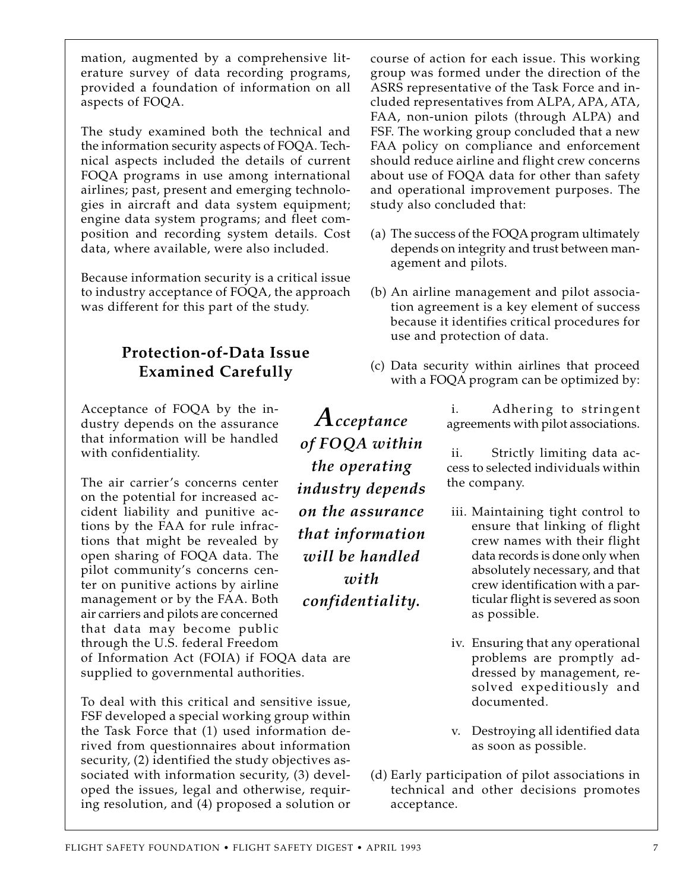mation, augmented by a comprehensive literature survey of data recording programs, provided a foundation of information on all aspects of FOQA.

The study examined both the technical and the information security aspects of FOQA. Technical aspects included the details of current FOQA programs in use among international airlines; past, present and emerging technologies in aircraft and data system equipment; engine data system programs; and fleet composition and recording system details. Cost data, where available, were also included.

Because information security is a critical issue to industry acceptance of FOQA, the approach was different for this part of the study.

## Protection-of-Data Issue Examined Carefully

Acceptance of FOQA by the industry depends on the assurance that information will be handled with confidentiality.

*Acceptance of FOQA within the operating industry depends on the assurance that information will be handled with confidentiality.*

The air carrier's concerns center on the potential for increased accident liability and punitive actions by the FAA for rule infractions that might be revealed by open sharing of FOQA data. The pilot community's concerns center on punitive actions by airline management or by the FAA. Both air carriers and pilots are concerned that data may become public through the U.S. federal Freedom of Information Act (FOIA) if FOQA data are supplied to governmental authorities.

To deal with this critical and sensitive issue, FSF developed a special working group within the Task Force that (1) used information derived from questionnaires about information security, (2) identified the study objectives associated with information security, (3) developed the issues, legal and otherwise, requiring resolution, and (4) proposed a solution or course of action for each issue. This working group was formed under the direction of the ASRS representative of the Task Force and included representatives from ALPA, APA, ATA, FAA, non-union pilots (through ALPA) and FSF. The working group concluded that a new FAA policy on compliance and enforcement should reduce airline and flight crew concerns about use of FOQA data for other than safety and operational improvement purposes. The study also concluded that:

(a) The success of the FOQA program ultimately depends on integrity and trust between management and pilots.

(b) An airline management and pilot association agreement is a key element of success because it identifies critical procedures for use and protection of data.

(c) Data security within airlines that proceed with a FOQA program can be optimized by:

  i. Adhering to stringent agreements with pilot associations.

  ii. Strictly limiting data access to selected individuals within the company.

  iii. Maintaining tight control to ensure that linking of flight crew names with their flight data records is done only when absolutely necessary, and that crew identification with a particular flight is severed as soon as possible.

  iv. Ensuring that any operational problems are promptly addressed by management, resolved expeditiously and documented.

  v. Destroying all identified data as soon as possible.

(d) Early participation of pilot associations in technical and other decisions promotes acceptance.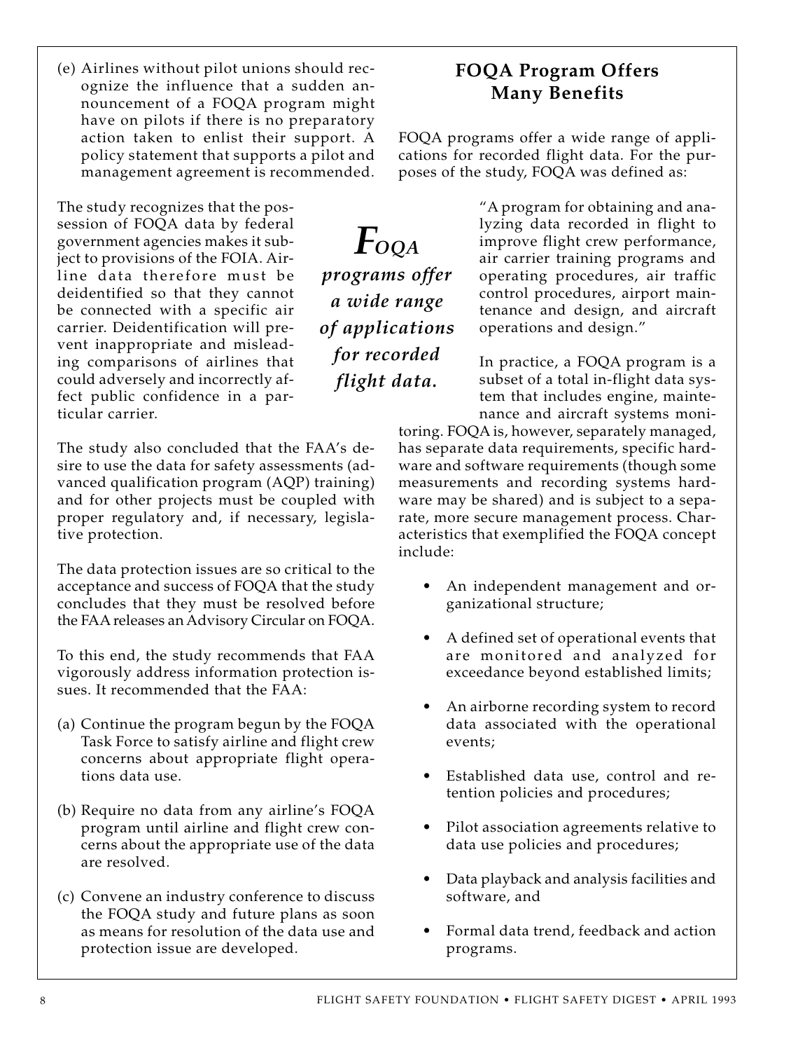(e) Airlines without pilot unions should recognize the influence that a sudden announcement of a FOQA program might have on pilots if there is no preparatory action taken to enlist their support. A policy statement that supports a pilot and management agreement is recommended.

The study recognizes that the possession of FOQA data by federal government agencies makes it subject to provisions of the FOIA. Airline data therefore must be deidentified so that they cannot be connected with a specific air carrier. Deidentification will prevent inappropriate and misleading comparisons of airlines that could adversely and incorrectly affect public confidence in a particular carrier.

The study also concluded that the FAA's desire to use the data for safety assessments (advanced qualification program (AQP) training) and for other projects must be coupled with proper regulatory and, if necessary, legislative protection.

The data protection issues are so critical to the acceptance and success of FOQA that the study concludes that they must be resolved before the FAA releases an Advisory Circular on FOQA.

To this end, the study recommends that FAA vigorously address information protection issues. It recommended that the FAA:

(a) Continue the program begun by the FOQA Task Force to satisfy airline and flight crew concerns about appropriate flight operations data use.

(b) Require no data from any airline's FOQA program until airline and flight crew concerns about the appropriate use of the data are resolved.

(c) Convene an industry conference to discuss the FOQA study and future plans as soon as means for resolution of the data use and protection issue are developed.

## FOQA Program Offers Many Benefits

FOQA programs offer a wide range of applications for recorded flight data. For the purposes of the study, FOQA was defined as:

> "A program for obtaining and analyzing data recorded in flight to improve flight crew performance, air carrier training programs and operating procedures, air traffic control procedures, airport maintenance and design, and aircraft operations and design."

*FOQA programs offer a wide range of applications for recorded flight data.*

In practice, a FOQA program is a subset of a total in-flight data system that includes engine, maintenance and aircraft systems monitoring. FOQA is, however, separately managed, has separate data requirements, specific hardware and software requirements (though some measurements and recording systems hardware may be shared) and is subject to a separate, more secure management process. Characteristics that exemplified the FOQA concept include:

- An independent management and organizational structure;
- A defined set of operational events that are monitored and analyzed for exceedance beyond established limits;
- An airborne recording system to record data associated with the operational events;
- Established data use, control and retention policies and procedures;
- Pilot association agreements relative to data use policies and procedures;
- Data playback and analysis facilities and software, and
- Formal data trend, feedback and action programs.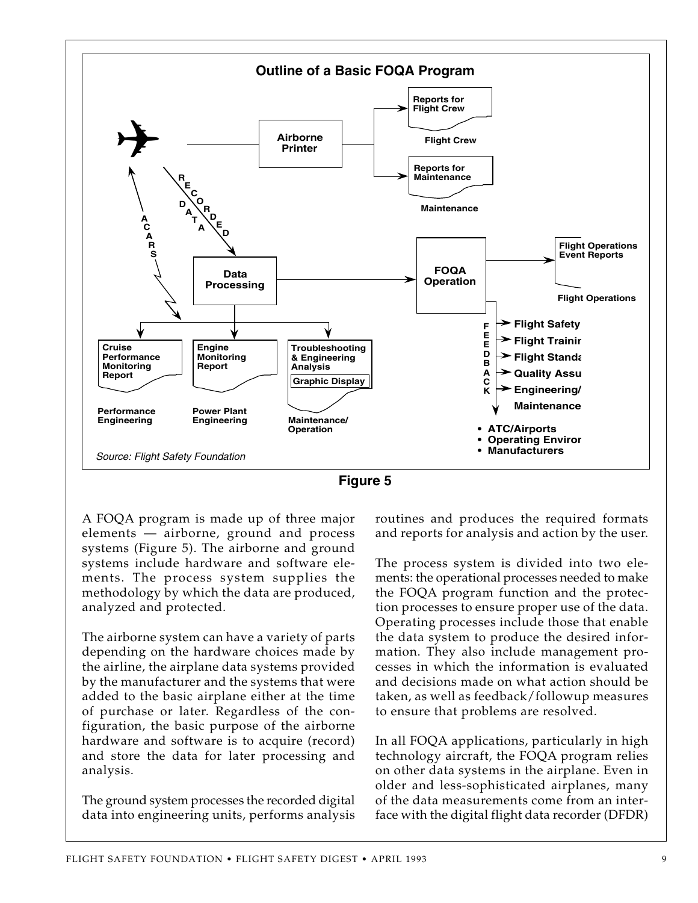**Outline of a Basic FOQA Program**

Airborne Printer → Reports for Flight Crew (Flight Crew); Reports for Maintenance (Maintenance)

ACARS; RECORDED DATA → Data Processing → FOQA Operation → Flight Operations Event Reports (Flight Operations)

Data Processing → Cruise Performance Monitoring Report (Performance Engineering); Engine Monitoring Report (Power Plant Engineering); Troubleshooting & Engineering Analysis, Graphic Display (Maintenance/Operation)

FEEDBACK → Flight Safety; Flight Trainir; Flight Standa; Quality Assu; Engineering/ Maintenance

- ATC/Airports
- Operating Enviror
- Manufacturers

*Source: Flight Safety Foundation*

**Figure 5**

A FOQA program is made up of three major elements — airborne, ground and process systems (Figure 5). The airborne and ground systems include hardware and software elements. The process system supplies the methodology by which the data are produced, analyzed and protected.

The airborne system can have a variety of parts depending on the hardware choices made by the airline, the airplane data systems provided by the manufacturer and the systems that were added to the basic airplane either at the time of purchase or later. Regardless of the configuration, the basic purpose of the airborne hardware and software is to acquire (record) and store the data for later processing and analysis.

The ground system processes the recorded digital data into engineering units, performs analysis routines and produces the required formats and reports for analysis and action by the user.

The process system is divided into two elements: the operational processes needed to make the FOQA program function and the protection processes to ensure proper use of the data. Operating processes include those that enable the data system to produce the desired information. They also include management processes in which the information is evaluated and decisions made on what action should be taken, as well as feedback/followup measures to ensure that problems are resolved.

In all FOQA applications, particularly in high technology aircraft, the FOQA program relies on other data systems in the airplane. Even in older and less-sophisticated airplanes, many of the data measurements come from an interface with the digital flight data recorder (DFDR)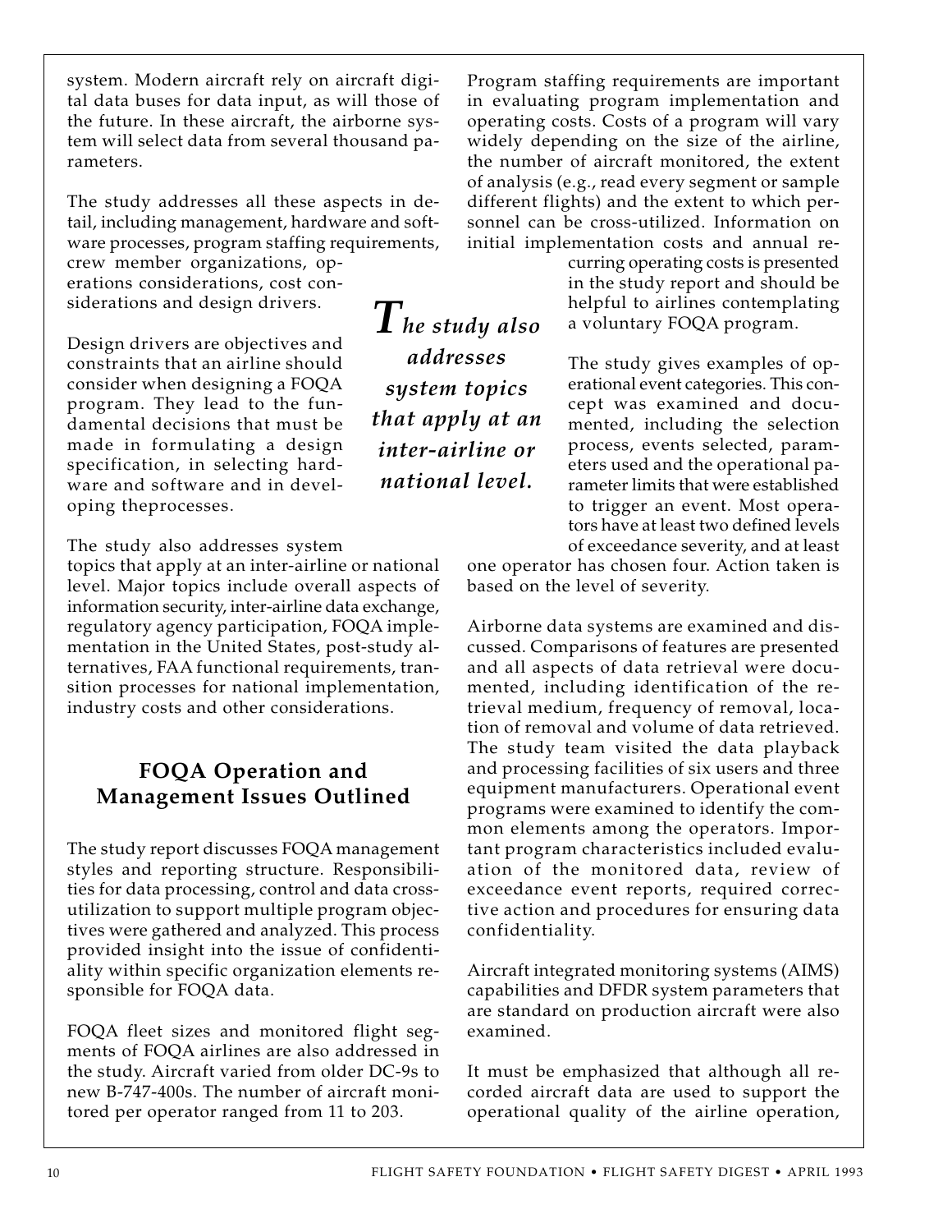system. Modern aircraft rely on aircraft digital data buses for data input, as will those of the future. In these aircraft, the airborne system will select data from several thousand parameters.

The study addresses all these aspects in detail, including management, hardware and software processes, program staffing requirements, crew member organizations, operations considerations, cost considerations and design drivers.

Design drivers are objectives and constraints that an airline should consider when designing a FOQA program. They lead to the fundamental decisions that must be made in formulating a design specification, in selecting hardware and software and in developing theprocesses.

The study also addresses system topics that apply at an inter-airline or national level. Major topics include overall aspects of information security, inter-airline data exchange, regulatory agency participation, FOQA implementation in the United States, post-study alternatives, FAA functional requirements, transition processes for national implementation, industry costs and other considerations.

## FOQA Operation and Management Issues Outlined

The study report discusses FOQA management styles and reporting structure. Responsibilities for data processing, control and data cross-utilization to support multiple program objectives were gathered and analyzed. This process provided insight into the issue of confidentiality within specific organization elements responsible for FOQA data.

FOQA fleet sizes and monitored flight segments of FOQA airlines are also addressed in the study. Aircraft varied from older DC-9s to new B-747-400s. The number of aircraft monitored per operator ranged from 11 to 203.

Program staffing requirements are important in evaluating program implementation and operating costs. Costs of a program will vary widely depending on the size of the airline, the number of aircraft monitored, the extent of analysis (e.g., read every segment or sample different flights) and the extent to which personnel can be cross-utilized. Information on initial implementation costs and annual recurring operating costs is presented in the study report and should be helpful to airlines contemplating a voluntary FOQA program.

***The study also addresses system topics that apply at an inter-airline or national level.***

The study gives examples of operational event categories. This concept was examined and documented, including the selection process, events selected, parameters used and the operational parameter limits that were established to trigger an event. Most operators have at least two defined levels of exceedance severity, and at least one operator has chosen four. Action taken is based on the level of severity.

Airborne data systems are examined and discussed. Comparisons of features are presented and all aspects of data retrieval were documented, including identification of the retrieval medium, frequency of removal, location of removal and volume of data retrieved. The study team visited the data playback and processing facilities of six users and three equipment manufacturers. Operational event programs were examined to identify the common elements among the operators. Important program characteristics included evaluation of the monitored data, review of exceedance event reports, required corrective action and procedures for ensuring data confidentiality.

Aircraft integrated monitoring systems (AIMS) capabilities and DFDR system parameters that are standard on production aircraft were also examined.

It must be emphasized that although all recorded aircraft data are used to support the operational quality of the airline operation,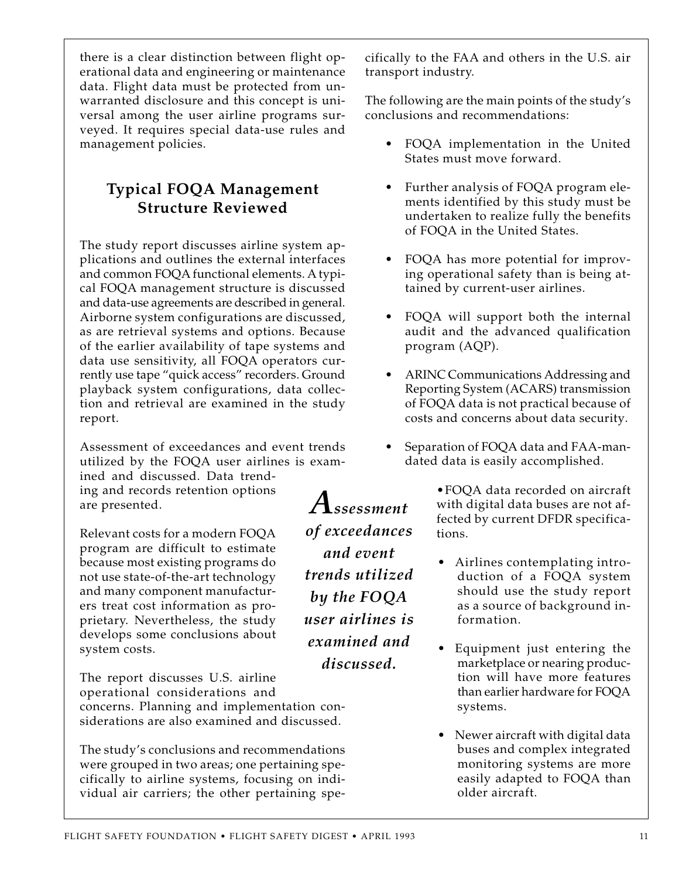there is a clear distinction between flight operational data and engineering or maintenance data. Flight data must be protected from unwarranted disclosure and this concept is universal among the user airline programs surveyed. It requires special data-use rules and management policies.

## Typical FOQA Management Structure Reviewed

The study report discusses airline system applications and outlines the external interfaces and common FOQA functional elements. A typical FOQA management structure is discussed and data-use agreements are described in general. Airborne system configurations are discussed, as are retrieval systems and options. Because of the earlier availability of tape systems and data use sensitivity, all FOQA operators currently use tape "quick access" recorders. Ground playback system configurations, data collection and retrieval are examined in the study report.

Assessment of exceedances and event trends utilized by the FOQA user airlines is examined and discussed. Data trending and records retention options are presented.

*Assessment of exceedances and event trends utilized by the FOQA user airlines is examined and discussed.*

Relevant costs for a modern FOQA program are difficult to estimate because most existing programs do not use state-of-the-art technology and many component manufacturers treat cost information as proprietary. Nevertheless, the study develops some conclusions about system costs.

The report discusses U.S. airline operational considerations and concerns. Planning and implementation considerations are also examined and discussed.

The study's conclusions and recommendations were grouped in two areas; one pertaining specifically to airline systems, focusing on individual air carriers; the other pertaining specifically to the FAA and others in the U.S. air transport industry.

The following are the main points of the study's conclusions and recommendations:

- FOQA implementation in the United States must move forward.
- Further analysis of FOQA program elements identified by this study must be undertaken to realize fully the benefits of FOQA in the United States.
- FOQA has more potential for improving operational safety than is being attained by current-user airlines.
- FOQA will support both the internal audit and the advanced qualification program (AQP).
- ARINC Communications Addressing and Reporting System (ACARS) transmission of FOQA data is not practical because of costs and concerns about data security.
- Separation of FOQA data and FAA-mandated data is easily accomplished.
- FOQA data recorded on aircraft with digital data buses are not affected by current DFDR specifications.
- Airlines contemplating introduction of a FOQA system should use the study report as a source of background information.
- Equipment just entering the marketplace or nearing production will have more features than earlier hardware for FOQA systems.
- Newer aircraft with digital data buses and complex integrated monitoring systems are more easily adapted to FOQA than older aircraft.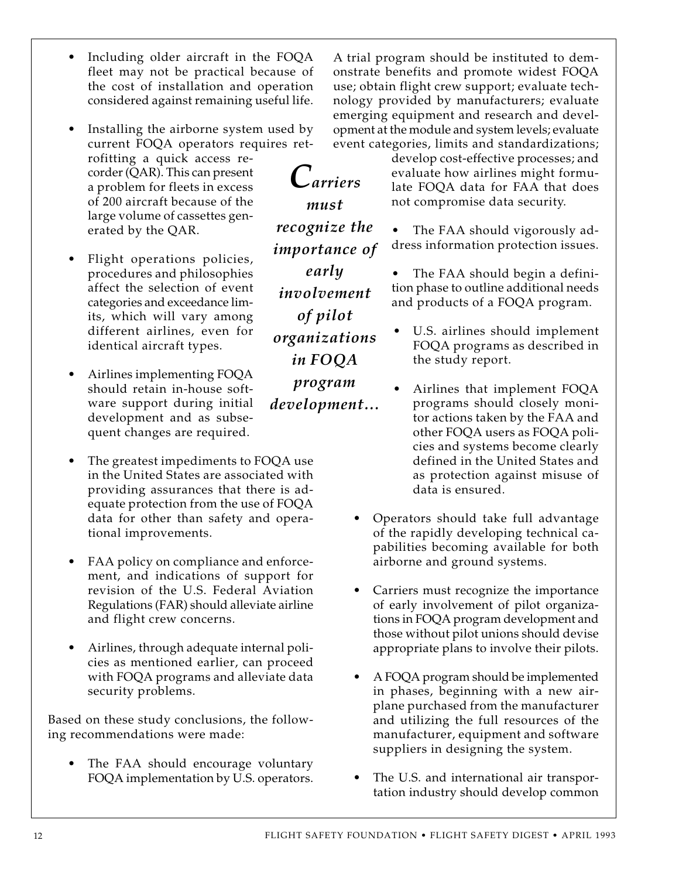- Including older aircraft in the FOQA fleet may not be practical because of the cost of installation and operation considered against remaining useful life.

- Installing the airborne system used by current FOQA operators requires retrofitting a quick access recorder (QAR). This can present a problem for fleets in excess of 200 aircraft because of the large volume of cassettes generated by the QAR.

- Flight operations policies, procedures and philosophies affect the selection of event categories and exceedance limits, which will vary among different airlines, even for identical aircraft types.

- Airlines implementing FOQA should retain in-house software support during initial development and as subsequent changes are required.

- The greatest impediments to FOQA use in the United States are associated with providing assurances that there is adequate protection from the use of FOQA data for other than safety and operational improvements.

- FAA policy on compliance and enforcement, and indications of support for revision of the U.S. Federal Aviation Regulations (FAR) should alleviate airline and flight crew concerns.

- Airlines, through adequate internal policies as mentioned earlier, can proceed with FOQA programs and alleviate data security problems.

Based on these study conclusions, the following recommendations were made:

- The FAA should encourage voluntary FOQA implementation by U.S. operators. A trial program should be instituted to demonstrate benefits and promote widest FOQA use; obtain flight crew support; evaluate technology provided by manufacturers; evaluate emerging equipment and research and development at the module and system levels; evaluate event categories, limits and standardizations; develop cost-effective processes; and evaluate how airlines might formulate FOQA data for FAA that does not compromise data security.

- The FAA should vigorously address information protection issues.

- The FAA should begin a definition phase to outline additional needs and products of a FOQA program.

- U.S. airlines should implement FOQA programs as described in the study report.

- Airlines that implement FOQA programs should closely monitor actions taken by the FAA and other FOQA users as FOQA policies and systems become clearly defined in the United States and as protection against misuse of data is ensured.

- Operators should take full advantage of the rapidly developing technical capabilities becoming available for both airborne and ground systems.

- Carriers must recognize the importance of early involvement of pilot organizations in FOQA program development and those without pilot unions should devise appropriate plans to involve their pilots.

- A FOQA program should be implemented in phases, beginning with a new airplane purchased from the manufacturer and utilizing the full resources of the manufacturer, equipment and software suppliers in designing the system.

- The U.S. and international air transportation industry should develop common

*Carriers must recognize the importance of early involvement of pilot organizations in FOQA program development…*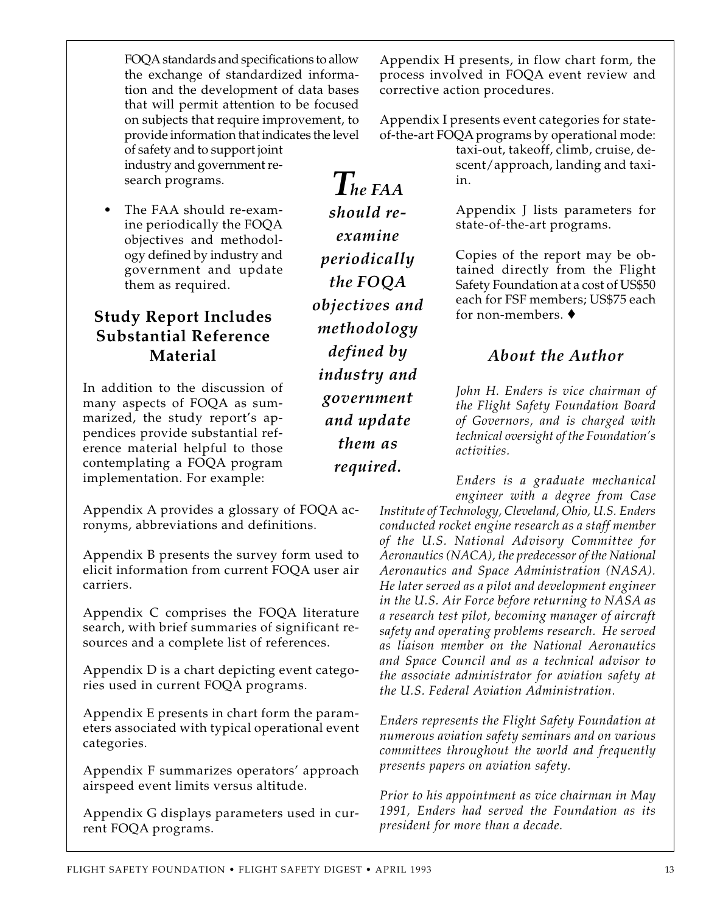FOQA standards and specifications to allow the exchange of standardized information and the development of data bases that will permit attention to be focused on subjects that require improvement, to provide information that indicates the level of safety and to support joint industry and government research programs.

- The FAA should re-examine periodically the FOQA objectives and methodology defined by industry and government and update them as required.

***The FAA should re-examine periodically the FOQA objectives and methodology defined by industry and government and update them as required.***

## Study Report Includes Substantial Reference Material

In addition to the discussion of many aspects of FOQA as summarized, the study report's appendices provide substantial reference material helpful to those contemplating a FOQA program implementation. For example:

Appendix A provides a glossary of FOQA acronyms, abbreviations and definitions.

Appendix B presents the survey form used to elicit information from current FOQA user air carriers.

Appendix C comprises the FOQA literature search, with brief summaries of significant resources and a complete list of references.

Appendix D is a chart depicting event categories used in current FOQA programs.

Appendix E presents in chart form the parameters associated with typical operational event categories.

Appendix F summarizes operators' approach airspeed event limits versus altitude.

Appendix G displays parameters used in current FOQA programs.

Appendix H presents, in flow chart form, the process involved in FOQA event review and corrective action procedures.

Appendix I presents event categories for state-of-the-art FOQA programs by operational mode: taxi-out, takeoff, climb, cruise, descent/approach, landing and taxi-in.

Appendix J lists parameters for state-of-the-art programs.

Copies of the report may be obtained directly from the Flight Safety Foundation at a cost of US$50 each for FSF members; US$75 each for non-members. ♦

## *About the Author*

*John H. Enders is vice chairman of the Flight Safety Foundation Board of Governors, and is charged with technical oversight of the Foundation's activities.*

*Enders is a graduate mechanical engineer with a degree from Case Institute of Technology, Cleveland, Ohio, U.S. Enders conducted rocket engine research as a staff member of the U.S. National Advisory Committee for Aeronautics (NACA), the predecessor of the National Aeronautics and Space Administration (NASA). He later served as a pilot and development engineer in the U.S. Air Force before returning to NASA as a research test pilot, becoming manager of aircraft safety and operating problems research. He served as liaison member on the National Aeronautics and Space Council and as a technical advisor to the associate administrator for aviation safety at the U.S. Federal Aviation Administration.*

*Enders represents the Flight Safety Foundation at numerous aviation safety seminars and on various committees throughout the world and frequently presents papers on aviation safety.*

*Prior to his appointment as vice chairman in May 1991, Enders had served the Foundation as its president for more than a decade.*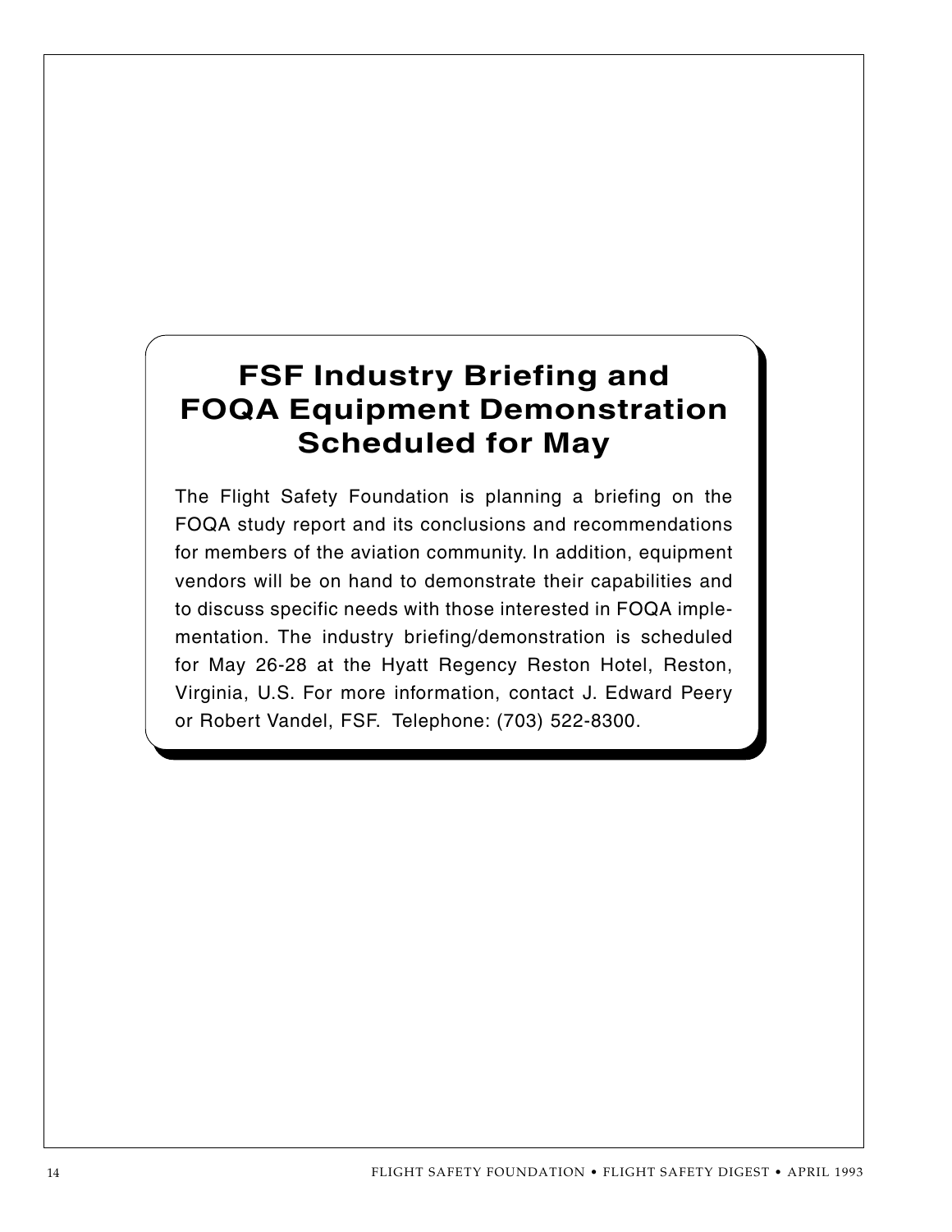# FSF Industry Briefing and FOQA Equipment Demonstration Scheduled for May

The Flight Safety Foundation is planning a briefing on the FOQA study report and its conclusions and recommendations for members of the aviation community. In addition, equipment vendors will be on hand to demonstrate their capabilities and to discuss specific needs with those interested in FOQA implementation. The industry briefing/demonstration is scheduled for May 26-28 at the Hyatt Regency Reston Hotel, Reston, Virginia, U.S. For more information, contact J. Edward Peery or Robert Vandel, FSF. Telephone: (703) 522-8300.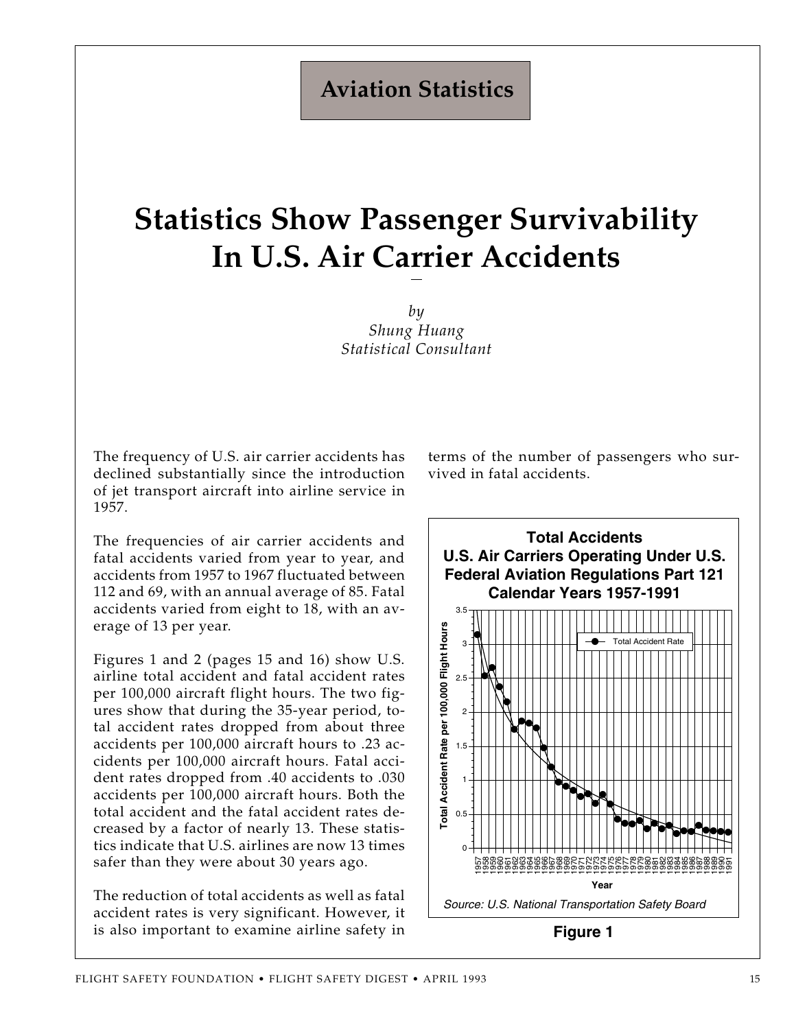Aviation Statistics

# Statistics Show Passenger Survivability In U.S. Air Carrier Accidents

*by*
*Shung Huang*
*Statistical Consultant*

The frequency of U.S. air carrier accidents has declined substantially since the introduction of jet transport aircraft into airline service in 1957.

The frequencies of air carrier accidents and fatal accidents varied from year to year, and accidents from 1957 to 1967 fluctuated between 112 and 69, with an annual average of 85. Fatal accidents varied from eight to 18, with an average of 13 per year.

Figures 1 and 2 (pages 15 and 16) show U.S. airline total accident and fatal accident rates per 100,000 aircraft flight hours. The two figures show that during the 35-year period, total accident rates dropped from about three accidents per 100,000 aircraft hours to .23 accidents per 100,000 aircraft hours. Fatal accident rates dropped from .40 accidents to .030 accidents per 100,000 aircraft hours. Both the total accident and the fatal accident rates decreased by a factor of nearly 13. These statistics indicate that U.S. airlines are now 13 times safer than they were about 30 years ago.

The reduction of total accidents as well as fatal accident rates is very significant. However, it is also important to examine airline safety in terms of the number of passengers who survived in fatal accidents.

**Total Accidents**
**U.S. Air Carriers Operating Under U.S. Federal Aviation Regulations Part 121**
**Calendar Years 1957-1991**

*Source: U.S. National Transportation Safety Board*

**Figure 1**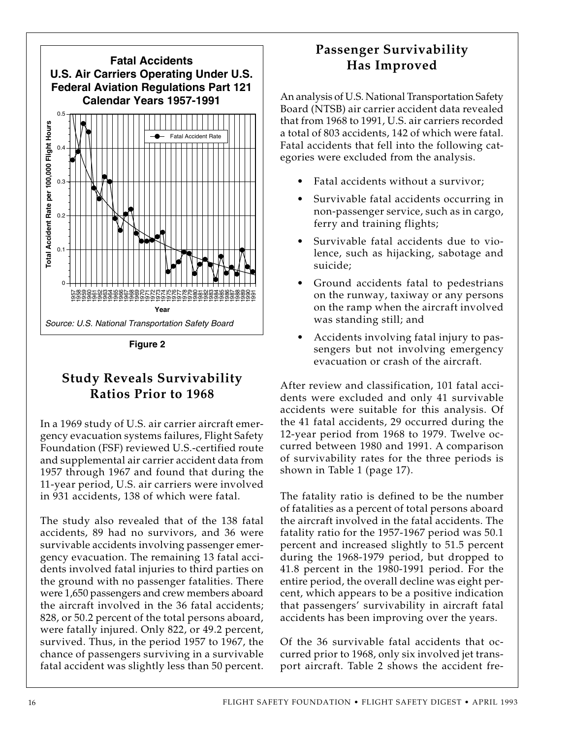Fatal Accidents
U.S. Air Carriers Operating Under U.S. Federal Aviation Regulations Part 121
Calendar Years 1957-1991

Source: U.S. National Transportation Safety Board

**Figure 2**

## Study Reveals Survivability Ratios Prior to 1968

In a 1969 study of U.S. air carrier aircraft emergency evacuation systems failures, Flight Safety Foundation (FSF) reviewed U.S.-certified route and supplemental air carrier accident data from 1957 through 1967 and found that during the 11-year period, U.S. air carriers were involved in 931 accidents, 138 of which were fatal.

The study also revealed that of the 138 fatal accidents, 89 had no survivors, and 36 were survivable accidents involving passenger emergency evacuation. The remaining 13 fatal accidents involved fatal injuries to third parties on the ground with no passenger fatalities. There were 1,650 passengers and crew members aboard the aircraft involved in the 36 fatal accidents; 828, or 50.2 percent of the total persons aboard, were fatally injured. Only 822, or 49.2 percent, survived. Thus, in the period 1957 to 1967, the chance of passengers surviving in a survivable fatal accident was slightly less than 50 percent.

## Passenger Survivability Has Improved

An analysis of U.S. National Transportation Safety Board (NTSB) air carrier accident data revealed that from 1968 to 1991, U.S. air carriers recorded a total of 803 accidents, 142 of which were fatal. Fatal accidents that fell into the following categories were excluded from the analysis.

- Fatal accidents without a survivor;
- Survivable fatal accidents occurring in non-passenger service, such as in cargo, ferry and training flights;
- Survivable fatal accidents due to violence, such as hijacking, sabotage and suicide;
- Ground accidents fatal to pedestrians on the runway, taxiway or any persons on the ramp when the aircraft involved was standing still; and
- Accidents involving fatal injury to passengers but not involving emergency evacuation or crash of the aircraft.

After review and classification, 101 fatal accidents were excluded and only 41 survivable accidents were suitable for this analysis. Of the 41 fatal accidents, 29 occurred during the 12-year period from 1968 to 1979. Twelve occurred between 1980 and 1991. A comparison of survivability rates for the three periods is shown in Table 1 (page 17).

The fatality ratio is defined to be the number of fatalities as a percent of total persons aboard the aircraft involved in the fatal accidents. The fatality ratio for the 1957-1967 period was 50.1 percent and increased slightly to 51.5 percent during the 1968-1979 period, but dropped to 41.8 percent in the 1980-1991 period. For the entire period, the overall decline was eight percent, which appears to be a positive indication that passengers' survivability in aircraft fatal accidents has been improving over the years.

Of the 36 survivable fatal accidents that occurred prior to 1968, only six involved jet transport aircraft. Table 2 shows the accident fre-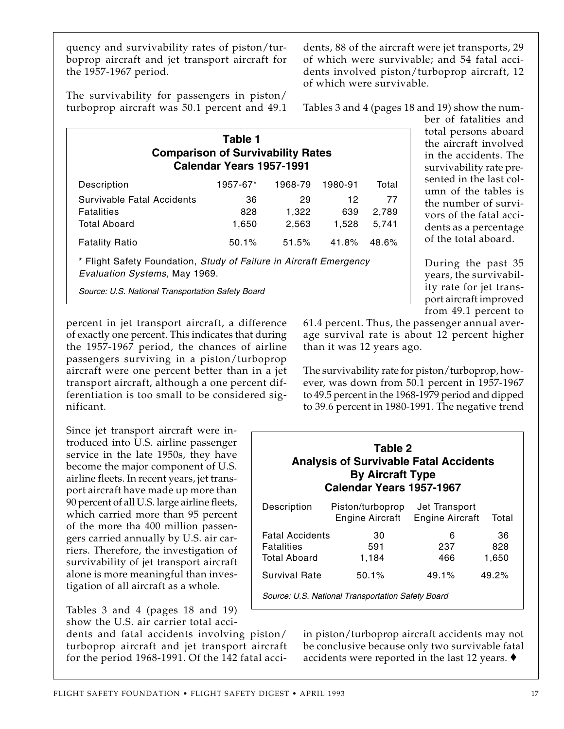quency and survivability rates of piston/turboprop aircraft and jet transport aircraft for the 1957-1967 period.

The survivability for passengers in piston/turboprop aircraft was 50.1 percent and 49.1 percent in jet transport aircraft, a difference of exactly one percent. This indicates that during the 1957-1967 period, the chances of airline passengers surviving in a piston/turboprop aircraft were one percent better than in a jet transport aircraft, although a one percent differentiation is too small to be considered significant.

**Table 1**
**Comparison of Survivability Rates**
**Calendar Years 1957-1991**

| Description | 1957-67* | 1968-79 | 1980-91 | Total |
|---|---|---|---|---|
| Survivable Fatal Accidents | 36 | 29 | 12 | 77 |
| Fatalities | 828 | 1,322 | 639 | 2,789 |
| Total Aboard | 1,650 | 2,563 | 1,528 | 5,741 |
| Fatality Ratio | 50.1% | 51.5% | 41.8% | 48.6% |

\* Flight Safety Foundation, *Study of Failure in Aircraft Emergency Evaluation Systems*, May 1969.

*Source: U.S. National Transportation Safety Board*

Since jet transport aircraft were introduced into U.S. airline passenger service in the late 1950s, they have become the major component of U.S. airline fleets. In recent years, jet transport aircraft have made up more than 90 percent of all U.S. large airline fleets, which carried more than 95 percent of the more tha 400 million passengers carried annually by U.S. air carriers. Therefore, the investigation of survivability of jet transport aircraft alone is more meaningful than investigation of all aircraft as a whole.

Tables 3 and 4 (pages 18 and 19) show the U.S. air carrier total accidents and fatal accidents involving piston/turboprop aircraft and jet transport aircraft for the period 1968-1991. Of the 142 fatal accidents, 88 of the aircraft were jet transports, 29 of which were survivable; and 54 fatal accidents involved piston/turboprop aircraft, 12 of which were survivable.

Tables 3 and 4 (pages 18 and 19) show the number of fatalities and total persons aboard the aircraft involved in the accidents. The survivability rate presented in the last column of the tables is the number of survivors of the fatal accidents as a percentage of the total aboard.

During the past 35 years, the survivability rate for jet transport aircraft improved from 49.1 percent to 61.4 percent. Thus, the passenger annual average survival rate is about 12 percent higher than it was 12 years ago.

The survivability rate for piston/turboprop, however, was down from 50.1 percent in 1957-1967 to 49.5 percent in the 1968-1979 period and dipped to 39.6 percent in 1980-1991. The negative trend in piston/turboprop aircraft accidents may not be conclusive because only two survivable fatal accidents were reported in the last 12 years. ♦

**Table 2**
**Analysis of Survivable Fatal Accidents**
**By Aircraft Type**
**Calendar Years 1957-1967**

| Description | Piston/turboprop Engine Aircraft | Jet Transport Engine Aircraft | Total |
|---|---|---|---|
| Fatal Accidents | 30 | 6 | 36 |
| Fatalities | 591 | 237 | 828 |
| Total Aboard | 1,184 | 466 | 1,650 |
| Survival Rate | 50.1% | 49.1% | 49.2% |

*Source: U.S. National Transportation Safety Board*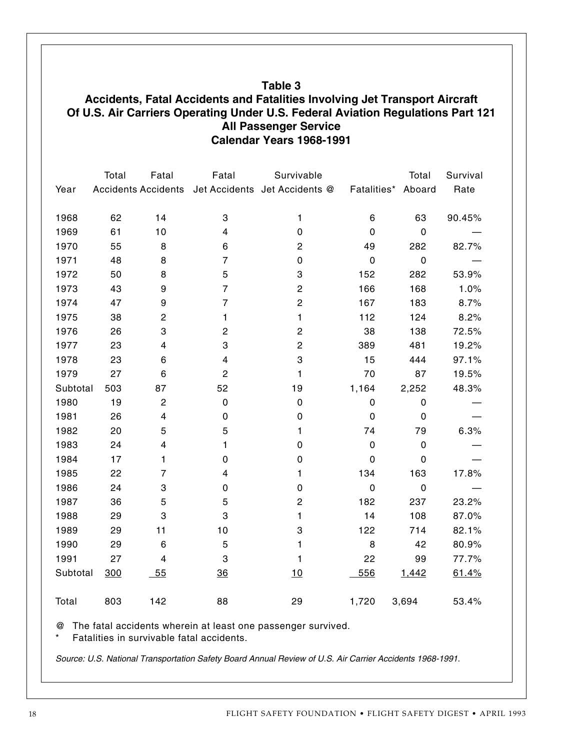**Table 3**
**Accidents, Fatal Accidents and Fatalities Involving Jet Transport Aircraft Of U.S. Air Carriers Operating Under U.S. Federal Aviation Regulations Part 121 All Passenger Service Calendar Years 1968-1991**

| Year | Total Accidents | Fatal Accidents | Fatal Jet Accidents | Survivable Jet Accidents @ | Fatalities* | Total Aboard | Survival Rate |
|---|---|---|---|---|---|---|---|
| 1968 | 62 | 14 | 3 | 1 | 6 | 63 | 90.45% |
| 1969 | 61 | 10 | 4 | 0 | 0 | 0 | — |
| 1970 | 55 | 8 | 6 | 2 | 49 | 282 | 82.7% |
| 1971 | 48 | 8 | 7 | 0 | 0 | 0 | — |
| 1972 | 50 | 8 | 5 | 3 | 152 | 282 | 53.9% |
| 1973 | 43 | 9 | 7 | 2 | 166 | 168 | 1.0% |
| 1974 | 47 | 9 | 7 | 2 | 167 | 183 | 8.7% |
| 1975 | 38 | 2 | 1 | 1 | 112 | 124 | 8.2% |
| 1976 | 26 | 3 | 2 | 2 | 38 | 138 | 72.5% |
| 1977 | 23 | 4 | 3 | 2 | 389 | 481 | 19.2% |
| 1978 | 23 | 6 | 4 | 3 | 15 | 444 | 97.1% |
| 1979 | 27 | 6 | 2 | 1 | 70 | 87 | 19.5% |
| Subtotal | 503 | 87 | 52 | 19 | 1,164 | 2,252 | 48.3% |
| 1980 | 19 | 2 | 0 | 0 | 0 | 0 | — |
| 1981 | 26 | 4 | 0 | 0 | 0 | 0 | — |
| 1982 | 20 | 5 | 5 | 1 | 74 | 79 | 6.3% |
| 1983 | 24 | 4 | 1 | 0 | 0 | 0 | — |
| 1984 | 17 | 1 | 0 | 0 | 0 | 0 | — |
| 1985 | 22 | 7 | 4 | 1 | 134 | 163 | 17.8% |
| 1986 | 24 | 3 | 0 | 0 | 0 | 0 | — |
| 1987 | 36 | 5 | 5 | 2 | 182 | 237 | 23.2% |
| 1988 | 29 | 3 | 3 | 1 | 14 | 108 | 87.0% |
| 1989 | 29 | 11 | 10 | 3 | 122 | 714 | 82.1% |
| 1990 | 29 | 6 | 5 | 1 | 8 | 42 | 80.9% |
| 1991 | 27 | 4 | 3 | 1 | 22 | 99 | 77.7% |
| Subtotal | 300 | 55 | 36 | 10 | 556 | 1,442 | 61.4% |
| Total | 803 | 142 | 88 | 29 | 1,720 | 3,694 | 53.4% |

@ The fatal accidents wherein at least one passenger survived.

\* Fatalities in survivable fatal accidents.

*Source: U.S. National Transportation Safety Board Annual Review of U.S. Air Carrier Accidents 1968-1991.*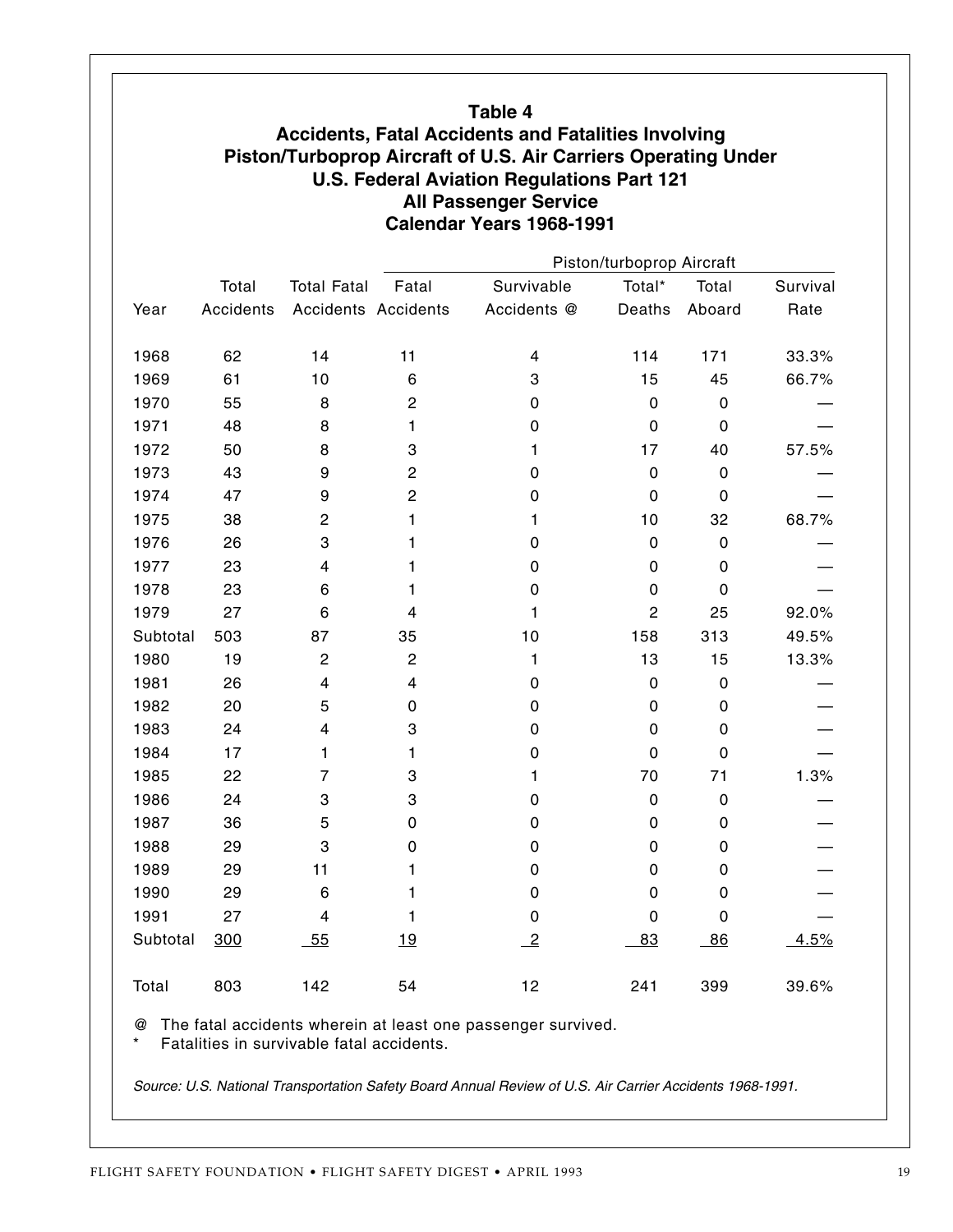## Table 4
## Accidents, Fatal Accidents and Fatalities Involving Piston/Turboprop Aircraft of U.S. Air Carriers Operating Under U.S. Federal Aviation Regulations Part 121
## All Passenger Service
## Calendar Years 1968-1991

| | | | Piston/turboprop Aircraft | | | | |
|---|---|---|---|---|---|---|---|
| Year | Total Accidents | Total Fatal Accidents | Fatal Accidents | Survivable Accidents @ | Total* Deaths | Total Aboard | Survival Rate |
| 1968 | 62 | 14 | 11 | 4 | 114 | 171 | 33.3% |
| 1969 | 61 | 10 | 6 | 3 | 15 | 45 | 66.7% |
| 1970 | 55 | 8 | 2 | 0 | 0 | 0 | — |
| 1971 | 48 | 8 | 1 | 0 | 0 | 0 | — |
| 1972 | 50 | 8 | 3 | 1 | 17 | 40 | 57.5% |
| 1973 | 43 | 9 | 2 | 0 | 0 | 0 | — |
| 1974 | 47 | 9 | 2 | 0 | 0 | 0 | — |
| 1975 | 38 | 2 | 1 | 1 | 10 | 32 | 68.7% |
| 1976 | 26 | 3 | 1 | 0 | 0 | 0 | — |
| 1977 | 23 | 4 | 1 | 0 | 0 | 0 | — |
| 1978 | 23 | 6 | 1 | 0 | 0 | 0 | — |
| 1979 | 27 | 6 | 4 | 1 | 2 | 25 | 92.0% |
| Subtotal | 503 | 87 | 35 | 10 | 158 | 313 | 49.5% |
| 1980 | 19 | 2 | 2 | 1 | 13 | 15 | 13.3% |
| 1981 | 26 | 4 | 4 | 0 | 0 | 0 | — |
| 1982 | 20 | 5 | 0 | 0 | 0 | 0 | — |
| 1983 | 24 | 4 | 3 | 0 | 0 | 0 | — |
| 1984 | 17 | 1 | 1 | 0 | 0 | 0 | — |
| 1985 | 22 | 7 | 3 | 1 | 70 | 71 | 1.3% |
| 1986 | 24 | 3 | 3 | 0 | 0 | 0 | — |
| 1987 | 36 | 5 | 0 | 0 | 0 | 0 | — |
| 1988 | 29 | 3 | 0 | 0 | 0 | 0 | — |
| 1989 | 29 | 11 | 1 | 0 | 0 | 0 | — |
| 1990 | 29 | 6 | 1 | 0 | 0 | 0 | — |
| 1991 | 27 | 4 | 1 | 0 | 0 | 0 | — |
| Subtotal | 300 | 55 | 19 | 2 | 83 | 86 | 4.5% |
| Total | 803 | 142 | 54 | 12 | 241 | 399 | 39.6% |

@ The fatal accidents wherein at least one passenger survived.
* Fatalities in survivable fatal accidents.

*Source: U.S. National Transportation Safety Board Annual Review of U.S. Air Carrier Accidents 1968-1991.*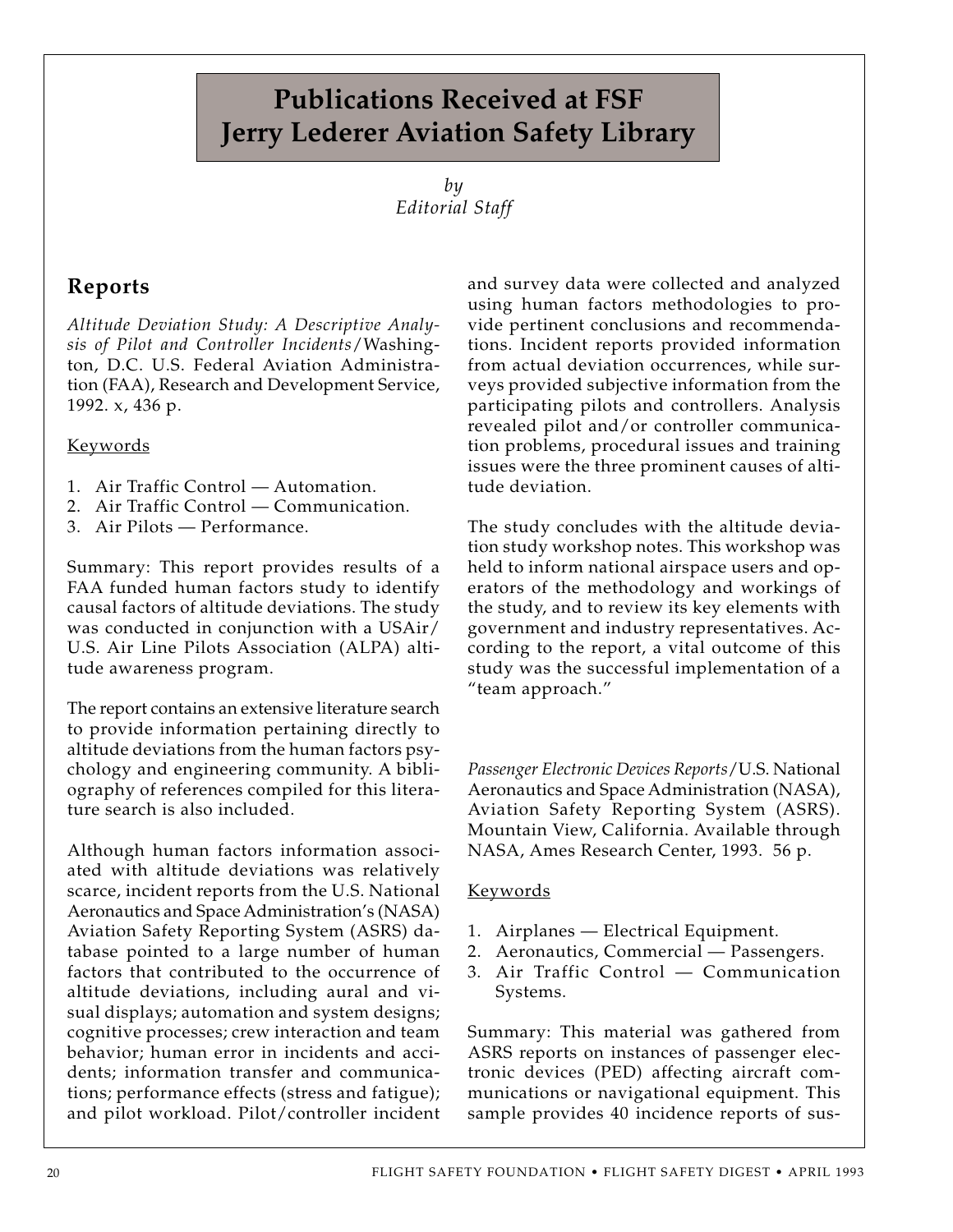# Publications Received at FSF Jerry Lederer Aviation Safety Library

*by*
*Editorial Staff*

## Reports

*Altitude Deviation Study: A Descriptive Analysis of Pilot and Controller Incidents*/Washington, D.C. U.S. Federal Aviation Administration (FAA), Research and Development Service, 1992. x, 436 p.

Keywords

1. Air Traffic Control — Automation.
2. Air Traffic Control — Communication.
3. Air Pilots — Performance.

Summary: This report provides results of a FAA funded human factors study to identify causal factors of altitude deviations. The study was conducted in conjunction with a USAir/U.S. Air Line Pilots Association (ALPA) altitude awareness program.

The report contains an extensive literature search to provide information pertaining directly to altitude deviations from the human factors psychology and engineering community. A bibliography of references compiled for this literature search is also included.

Although human factors information associated with altitude deviations was relatively scarce, incident reports from the U.S. National Aeronautics and Space Administration's (NASA) Aviation Safety Reporting System (ASRS) database pointed to a large number of human factors that contributed to the occurrence of altitude deviations, including aural and visual displays; automation and system designs; cognitive processes; crew interaction and team behavior; human error in incidents and accidents; information transfer and communications; performance effects (stress and fatigue); and pilot workload. Pilot/controller incident and survey data were collected and analyzed using human factors methodologies to provide pertinent conclusions and recommendations. Incident reports provided information from actual deviation occurrences, while surveys provided subjective information from the participating pilots and controllers. Analysis revealed pilot and/or controller communication problems, procedural issues and training issues were the three prominent causes of altitude deviation.

The study concludes with the altitude deviation study workshop notes. This workshop was held to inform national airspace users and operators of the methodology and workings of the study, and to review its key elements with government and industry representatives. According to the report, a vital outcome of this study was the successful implementation of a "team approach."

*Passenger Electronic Devices Reports*/U.S. National Aeronautics and Space Administration (NASA), Aviation Safety Reporting System (ASRS). Mountain View, California. Available through NASA, Ames Research Center, 1993. 56 p.

Keywords

1. Airplanes — Electrical Equipment.
2. Aeronautics, Commercial — Passengers.
3. Air Traffic Control — Communication Systems.

Summary: This material was gathered from ASRS reports on instances of passenger electronic devices (PED) affecting aircraft communications or navigational equipment. This sample provides 40 incidence reports of sus-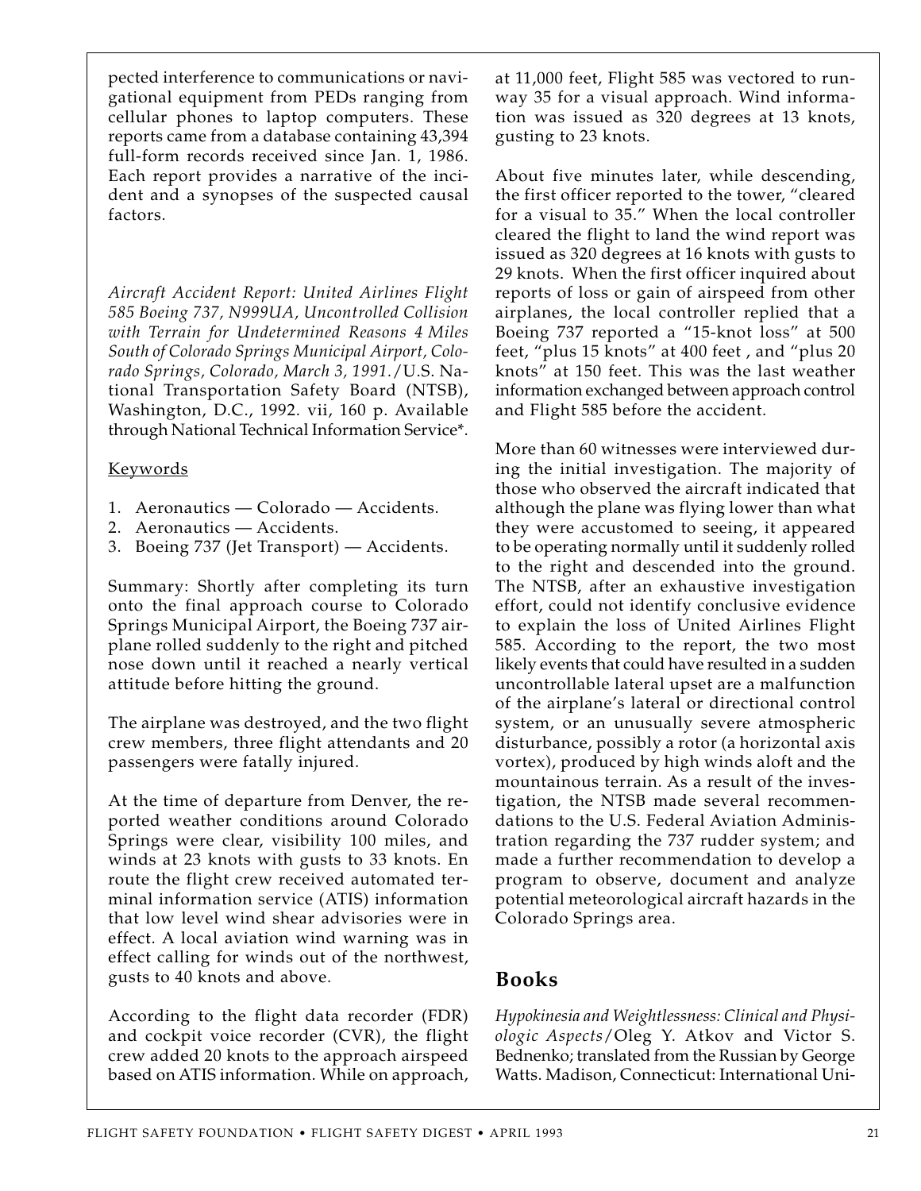pected interference to communications or navigational equipment from PEDs ranging from cellular phones to laptop computers. These reports came from a database containing 43,394 full-form records received since Jan. 1, 1986. Each report provides a narrative of the incident and a synopses of the suspected causal factors.

*Aircraft Accident Report: United Airlines Flight 585 Boeing 737, N999UA, Uncontrolled Collision with Terrain for Undetermined Reasons 4 Miles South of Colorado Springs Municipal Airport, Colorado Springs, Colorado, March 3, 1991.*/U.S. National Transportation Safety Board (NTSB), Washington, D.C., 1992. vii, 160 p. Available through National Technical Information Service*.

Keywords

1. Aeronautics — Colorado — Accidents.
2. Aeronautics — Accidents.
3. Boeing 737 (Jet Transport) — Accidents.

Summary: Shortly after completing its turn onto the final approach course to Colorado Springs Municipal Airport, the Boeing 737 airplane rolled suddenly to the right and pitched nose down until it reached a nearly vertical attitude before hitting the ground.

The airplane was destroyed, and the two flight crew members, three flight attendants and 20 passengers were fatally injured.

At the time of departure from Denver, the reported weather conditions around Colorado Springs were clear, visibility 100 miles, and winds at 23 knots with gusts to 33 knots. En route the flight crew received automated terminal information service (ATIS) information that low level wind shear advisories were in effect. A local aviation wind warning was in effect calling for winds out of the northwest, gusts to 40 knots and above.

According to the flight data recorder (FDR) and cockpit voice recorder (CVR), the flight crew added 20 knots to the approach airspeed based on ATIS information. While on approach, at 11,000 feet, Flight 585 was vectored to runway 35 for a visual approach. Wind information was issued as 320 degrees at 13 knots, gusting to 23 knots.

About five minutes later, while descending, the first officer reported to the tower, "cleared for a visual to 35." When the local controller cleared the flight to land the wind report was issued as 320 degrees at 16 knots with gusts to 29 knots. When the first officer inquired about reports of loss or gain of airspeed from other airplanes, the local controller replied that a Boeing 737 reported a "15-knot loss" at 500 feet, "plus 15 knots" at 400 feet , and "plus 20 knots" at 150 feet. This was the last weather information exchanged between approach control and Flight 585 before the accident.

More than 60 witnesses were interviewed during the initial investigation. The majority of those who observed the aircraft indicated that although the plane was flying lower than what they were accustomed to seeing, it appeared to be operating normally until it suddenly rolled to the right and descended into the ground. The NTSB, after an exhaustive investigation effort, could not identify conclusive evidence to explain the loss of United Airlines Flight 585. According to the report, the two most likely events that could have resulted in a sudden uncontrollable lateral upset are a malfunction of the airplane's lateral or directional control system, or an unusually severe atmospheric disturbance, possibly a rotor (a horizontal axis vortex), produced by high winds aloft and the mountainous terrain. As a result of the investigation, the NTSB made several recommendations to the U.S. Federal Aviation Administration regarding the 737 rudder system; and made a further recommendation to develop a program to observe, document and analyze potential meteorological aircraft hazards in the Colorado Springs area.

## Books

*Hypokinesia and Weightlessness: Clinical and Physiologic Aspects*/Oleg Y. Atkov and Victor S. Bednenko; translated from the Russian by George Watts. Madison, Connecticut: International Uni-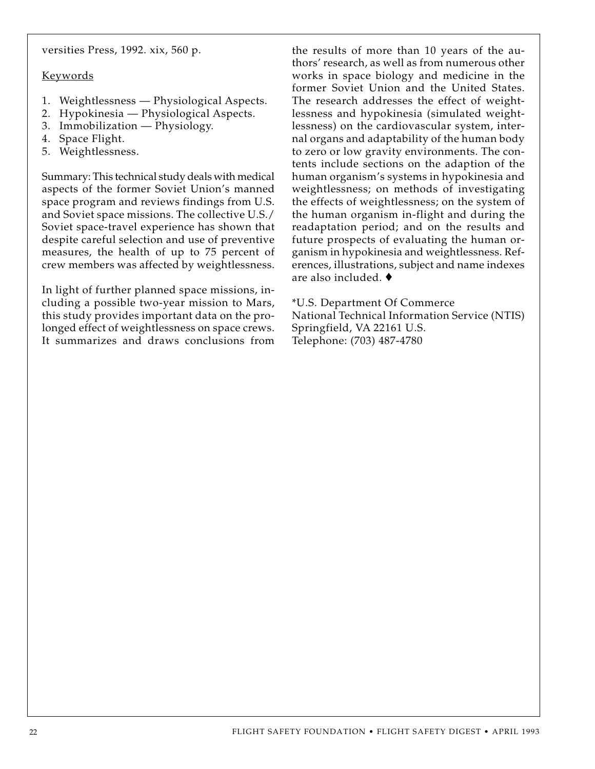versities Press, 1992. xix, 560 p.

Keywords

1. Weightlessness — Physiological Aspects.
2. Hypokinesia — Physiological Aspects.
3. Immobilization — Physiology.
4. Space Flight.
5. Weightlessness.

Summary: This technical study deals with medical aspects of the former Soviet Union's manned space program and reviews findings from U.S. and Soviet space missions. The collective U.S./ Soviet space-travel experience has shown that despite careful selection and use of preventive measures, the health of up to 75 percent of crew members was affected by weightlessness.

In light of further planned space missions, including a possible two-year mission to Mars, this study provides important data on the prolonged effect of weightlessness on space crews. It summarizes and draws conclusions from the results of more than 10 years of the authors' research, as well as from numerous other works in space biology and medicine in the former Soviet Union and the United States. The research addresses the effect of weightlessness and hypokinesia (simulated weightlessness) on the cardiovascular system, internal organs and adaptability of the human body to zero or low gravity environments. The contents include sections on the adaption of the human organism's systems in hypokinesia and weightlessness; on methods of investigating the effects of weightlessness; on the system of the human organism in-flight and during the readaptation period; and on the results and future prospects of evaluating the human organism in hypokinesia and weightlessness. References, illustrations, subject and name indexes are also included. ♦

*U.S. Department Of Commerce
National Technical Information Service (NTIS)
Springfield, VA 22161 U.S.
Telephone: (703) 487-4780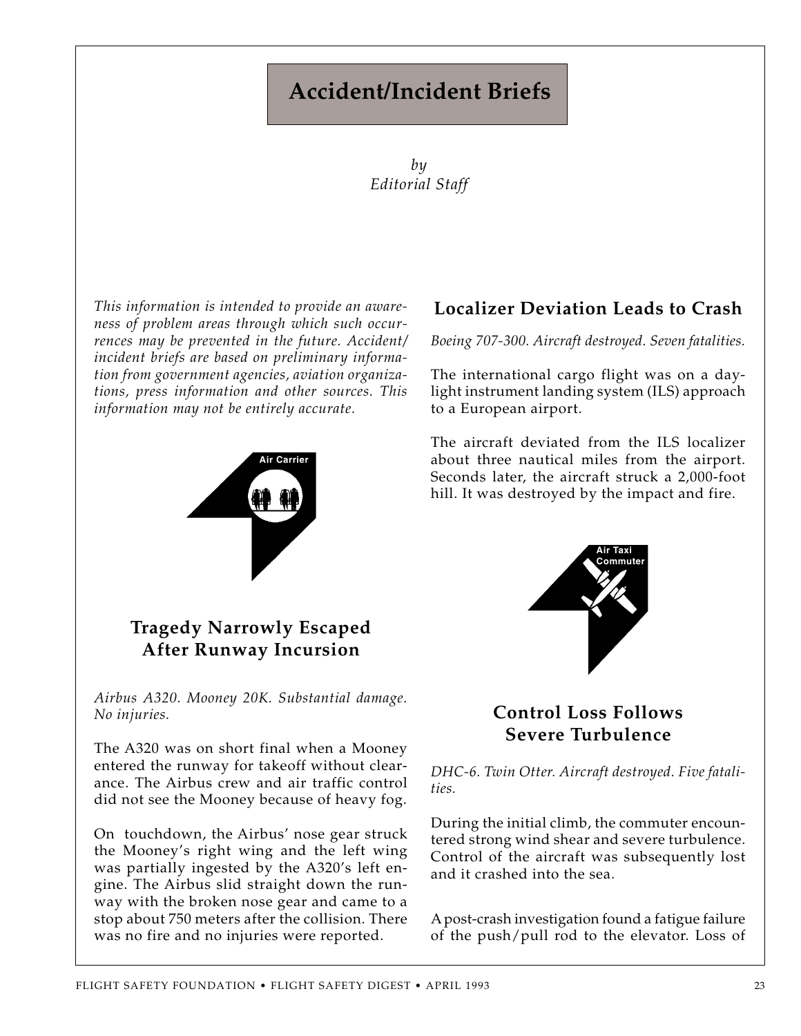# Accident/Incident Briefs

*by*
*Editorial Staff*

*This information is intended to provide an awareness of problem areas through which such occurrences may be prevented in the future. Accident/incident briefs are based on preliminary information from government agencies, aviation organizations, press information and other sources. This information may not be entirely accurate.*

Air Carrier

## Tragedy Narrowly Escaped After Runway Incursion

*Airbus A320. Mooney 20K. Substantial damage. No injuries.*

The A320 was on short final when a Mooney entered the runway for takeoff without clearance. The Airbus crew and air traffic control did not see the Mooney because of heavy fog.

On touchdown, the Airbus' nose gear struck the Mooney's right wing and the left wing was partially ingested by the A320's left engine. The Airbus slid straight down the runway with the broken nose gear and came to a stop about 750 meters after the collision. There was no fire and no injuries were reported.

## Localizer Deviation Leads to Crash

*Boeing 707-300. Aircraft destroyed. Seven fatalities.*

The international cargo flight was on a daylight instrument landing system (ILS) approach to a European airport.

The aircraft deviated from the ILS localizer about three nautical miles from the airport. Seconds later, the aircraft struck a 2,000-foot hill. It was destroyed by the impact and fire.

Air Taxi Commuter

## Control Loss Follows Severe Turbulence

*DHC-6. Twin Otter. Aircraft destroyed. Five fatalities.*

During the initial climb, the commuter encountered strong wind shear and severe turbulence. Control of the aircraft was subsequently lost and it crashed into the sea.

A post-crash investigation found a fatigue failure of the push/pull rod to the elevator. Loss of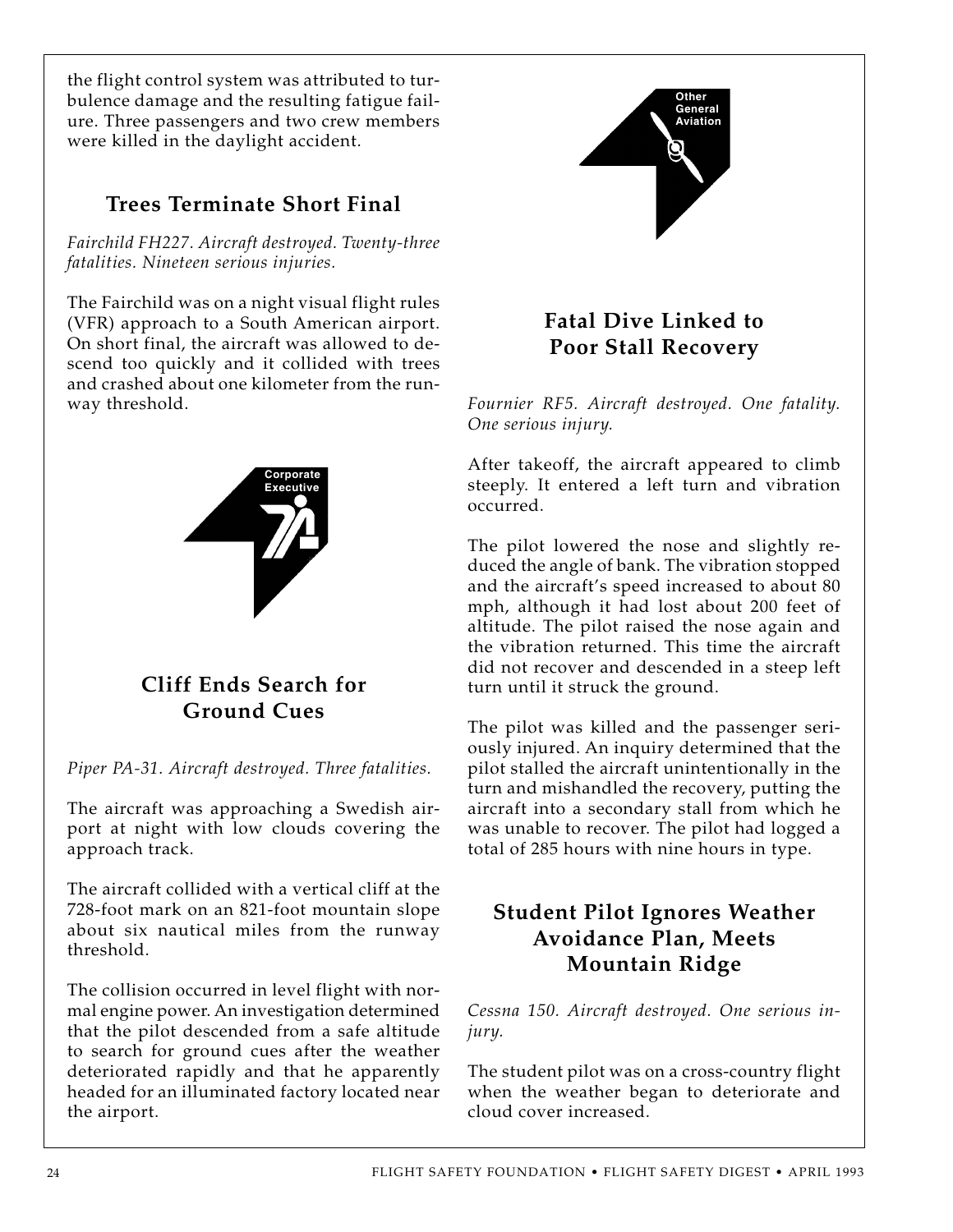the flight control system was attributed to turbulence damage and the resulting fatigue failure. Three passengers and two crew members were killed in the daylight accident.

## Trees Terminate Short Final

*Fairchild FH227. Aircraft destroyed. Twenty-three fatalities. Nineteen serious injuries.*

The Fairchild was on a night visual flight rules (VFR) approach to a South American airport. On short final, the aircraft was allowed to descend too quickly and it collided with trees and crashed about one kilometer from the runway threshold.

Corporate Executive

## Cliff Ends Search for Ground Cues

*Piper PA-31. Aircraft destroyed. Three fatalities.*

The aircraft was approaching a Swedish airport at night with low clouds covering the approach track.

The aircraft collided with a vertical cliff at the 728-foot mark on an 821-foot mountain slope about six nautical miles from the runway threshold.

The collision occurred in level flight with normal engine power. An investigation determined that the pilot descended from a safe altitude to search for ground cues after the weather deteriorated rapidly and that he apparently headed for an illuminated factory located near the airport.

Other General Aviation

## Fatal Dive Linked to Poor Stall Recovery

*Fournier RF5. Aircraft destroyed. One fatality. One serious injury.*

After takeoff, the aircraft appeared to climb steeply. It entered a left turn and vibration occurred.

The pilot lowered the nose and slightly reduced the angle of bank. The vibration stopped and the aircraft's speed increased to about 80 mph, although it had lost about 200 feet of altitude. The pilot raised the nose again and the vibration returned. This time the aircraft did not recover and descended in a steep left turn until it struck the ground.

The pilot was killed and the passenger seriously injured. An inquiry determined that the pilot stalled the aircraft unintentionally in the turn and mishandled the recovery, putting the aircraft into a secondary stall from which he was unable to recover. The pilot had logged a total of 285 hours with nine hours in type.

## Student Pilot Ignores Weather Avoidance Plan, Meets Mountain Ridge

*Cessna 150. Aircraft destroyed. One serious injury.*

The student pilot was on a cross-country flight when the weather began to deteriorate and cloud cover increased.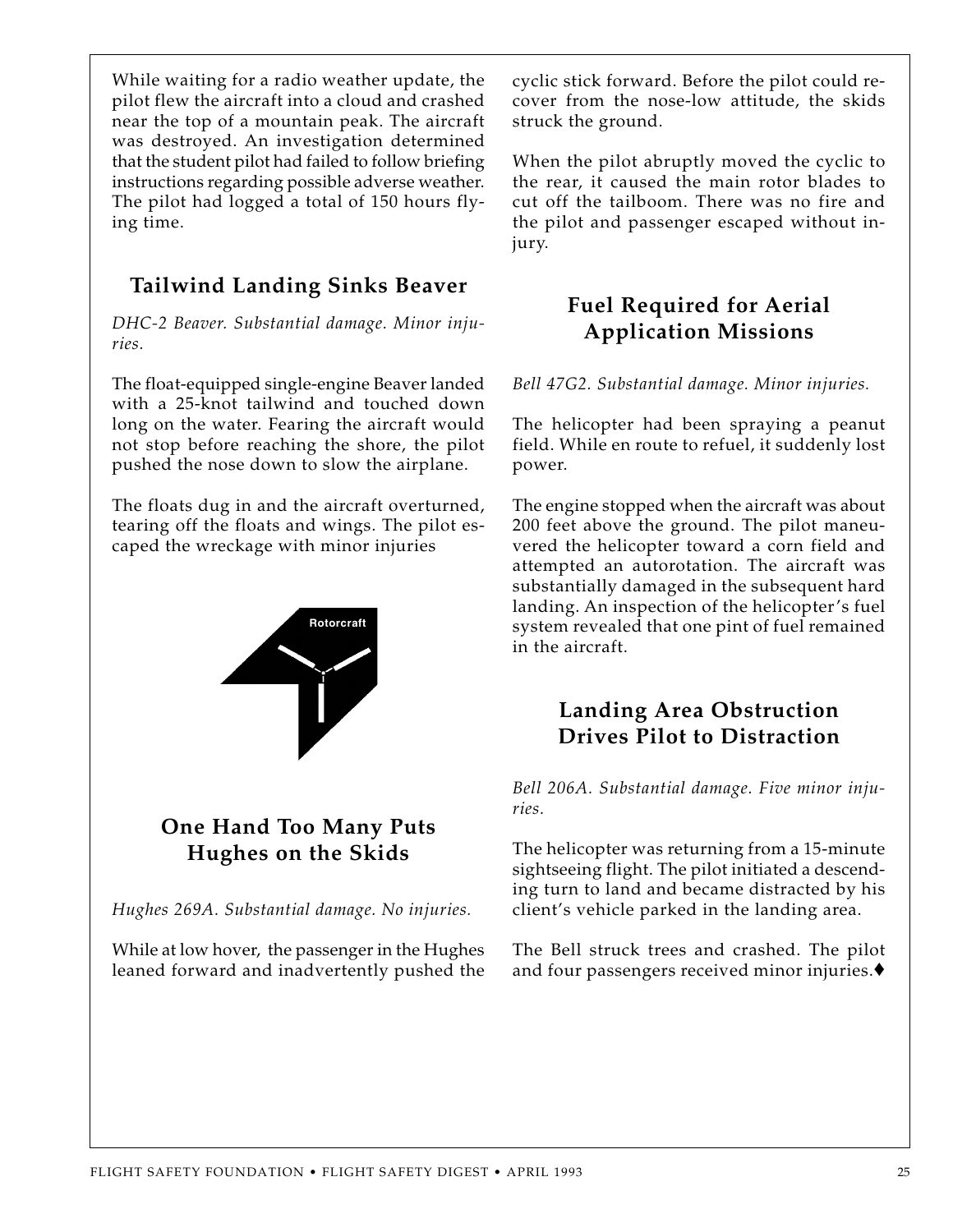While waiting for a radio weather update, the pilot flew the aircraft into a cloud and crashed near the top of a mountain peak. The aircraft was destroyed. An investigation determined that the student pilot had failed to follow briefing instructions regarding possible adverse weather. The pilot had logged a total of 150 hours flying time.

## Tailwind Landing Sinks Beaver

*DHC-2 Beaver. Substantial damage. Minor injuries.*

The float-equipped single-engine Beaver landed with a 25-knot tailwind and touched down long on the water. Fearing the aircraft would not stop before reaching the shore, the pilot pushed the nose down to slow the airplane.

The floats dug in and the aircraft overturned, tearing off the floats and wings. The pilot escaped the wreckage with minor injuries

Rotorcraft

## One Hand Too Many Puts Hughes on the Skids

*Hughes 269A. Substantial damage. No injuries.*

While at low hover, the passenger in the Hughes leaned forward and inadvertently pushed the cyclic stick forward. Before the pilot could recover from the nose-low attitude, the skids struck the ground.

When the pilot abruptly moved the cyclic to the rear, it caused the main rotor blades to cut off the tailboom. There was no fire and the pilot and passenger escaped without injury.

## Fuel Required for Aerial Application Missions

*Bell 47G2. Substantial damage. Minor injuries.*

The helicopter had been spraying a peanut field. While en route to refuel, it suddenly lost power.

The engine stopped when the aircraft was about 200 feet above the ground. The pilot maneuvered the helicopter toward a corn field and attempted an autorotation. The aircraft was substantially damaged in the subsequent hard landing. An inspection of the helicopter's fuel system revealed that one pint of fuel remained in the aircraft.

## Landing Area Obstruction Drives Pilot to Distraction

*Bell 206A. Substantial damage. Five minor injuries.*

The helicopter was returning from a 15-minute sightseeing flight. The pilot initiated a descending turn to land and became distracted by his client's vehicle parked in the landing area.

The Bell struck trees and crashed. The pilot and four passengers received minor injuries.♦